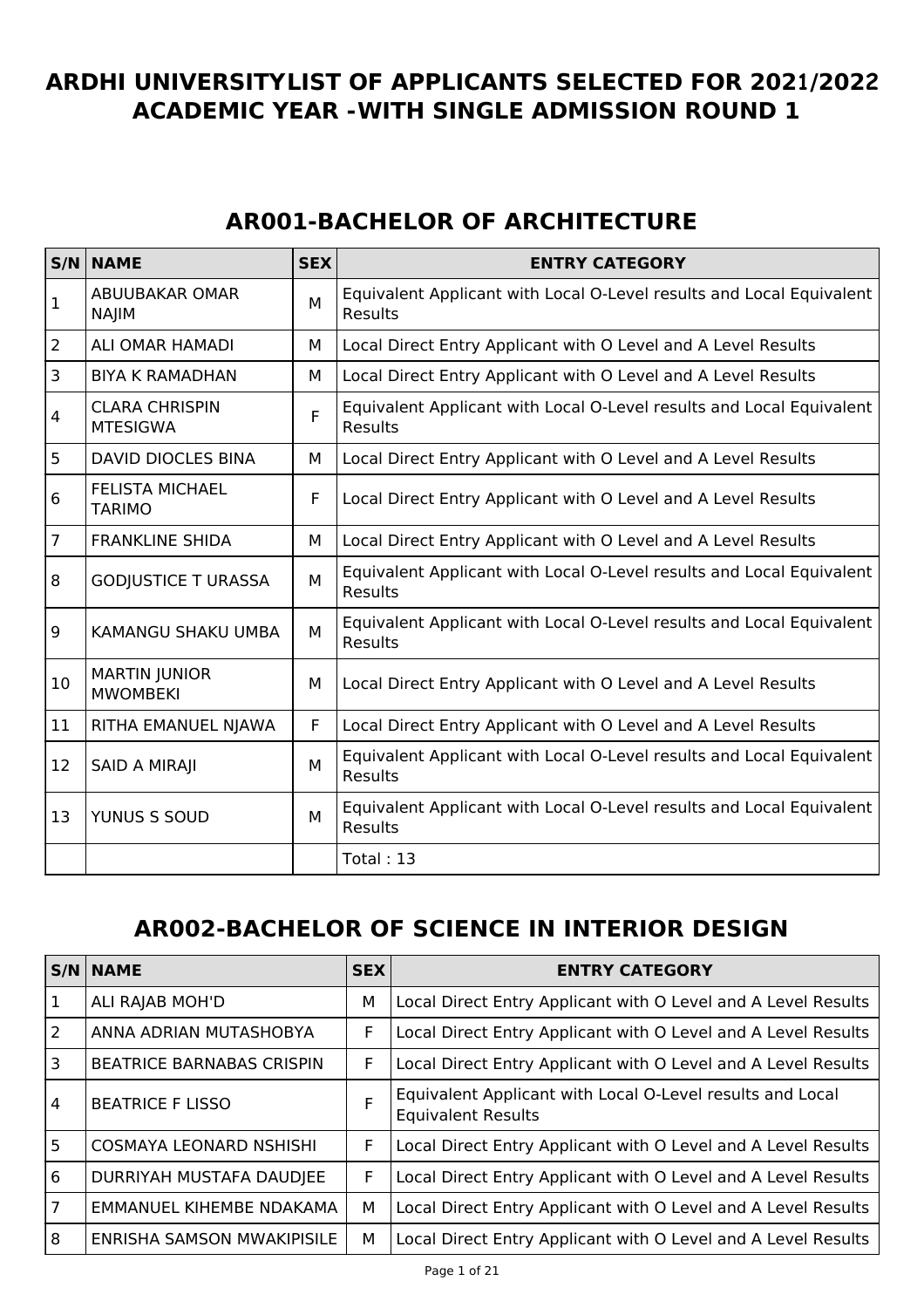# ARDHI UNIVERSITYLIST OF APPLICANTS SELECTED FOR 2021/2022 ACADEMIC YEAR -WITH SINGLE ADMISSION ROUND 1

## AR001-BACHELOR OF ARCHITECTURE

| S/N | NAME | SEX | ENTRY CATEGORY |
|---|---|---|---|
| 1 | ABUUBAKAR OMAR NAJIM | M | Equivalent Applicant with Local O-Level results and Local Equivalent Results |
| 2 | ALI OMAR HAMADI | M | Local Direct Entry Applicant with O Level and A Level Results |
| 3 | BIYA K RAMADHAN | M | Local Direct Entry Applicant with O Level and A Level Results |
| 4 | CLARA CHRISPIN MTESIGWA | F | Equivalent Applicant with Local O-Level results and Local Equivalent Results |
| 5 | DAVID DIOCLES BINA | M | Local Direct Entry Applicant with O Level and A Level Results |
| 6 | FELISTA MICHAEL TARIMO | F | Local Direct Entry Applicant with O Level and A Level Results |
| 7 | FRANKLINE SHIDA | M | Local Direct Entry Applicant with O Level and A Level Results |
| 8 | GODJUSTICE T URASSA | M | Equivalent Applicant with Local O-Level results and Local Equivalent Results |
| 9 | KAMANGU SHAKU UMBA | M | Equivalent Applicant with Local O-Level results and Local Equivalent Results |
| 10 | MARTIN JUNIOR MWOMBEKI | M | Local Direct Entry Applicant with O Level and A Level Results |
| 11 | RITHA EMANUEL NJAWA | F | Local Direct Entry Applicant with O Level and A Level Results |
| 12 | SAID A MIRAJI | M | Equivalent Applicant with Local O-Level results and Local Equivalent Results |
| 13 | YUNUS S SOUD | M | Equivalent Applicant with Local O-Level results and Local Equivalent Results |
| | | | Total : 13 |

## AR002-BACHELOR OF SCIENCE IN INTERIOR DESIGN

| S/N | NAME | SEX | ENTRY CATEGORY |
|---|---|---|---|
| 1 | ALI RAJAB MOH'D | M | Local Direct Entry Applicant with O Level and A Level Results |
| 2 | ANNA ADRIAN MUTASHOBYA | F | Local Direct Entry Applicant with O Level and A Level Results |
| 3 | BEATRICE BARNABAS CRISPIN | F | Local Direct Entry Applicant with O Level and A Level Results |
| 4 | BEATRICE F LISSO | F | Equivalent Applicant with Local O-Level results and Local Equivalent Results |
| 5 | COSMAYA LEONARD NSHISHI | F | Local Direct Entry Applicant with O Level and A Level Results |
| 6 | DURRIYAH MUSTAFA DAUDJEE | F | Local Direct Entry Applicant with O Level and A Level Results |
| 7 | EMMANUEL KIHEMBE NDAKAMA | M | Local Direct Entry Applicant with O Level and A Level Results |
| 8 | ENRISHA SAMSON MWAKIPISILE | M | Local Direct Entry Applicant with O Level and A Level Results |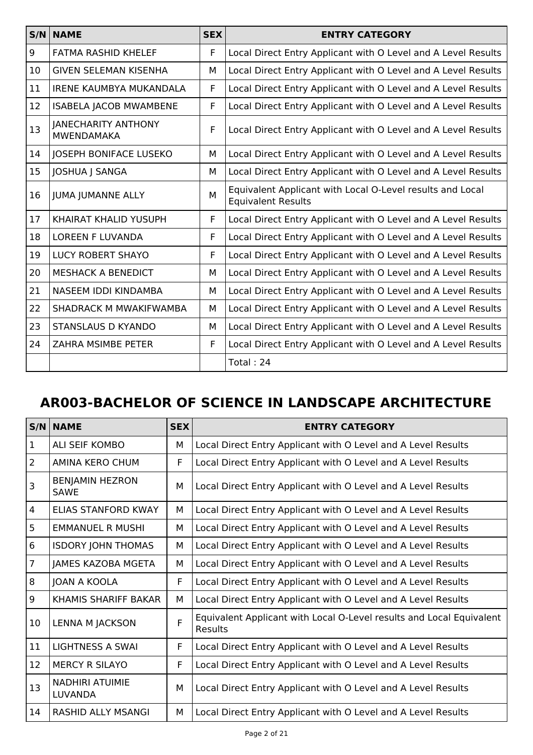| S/N | NAME | SEX | ENTRY CATEGORY |
|---|---|---|---|
| 9 | FATMA RASHID KHELEF | F | Local Direct Entry Applicant with O Level and A Level Results |
| 10 | GIVEN SELEMAN KISENHA | M | Local Direct Entry Applicant with O Level and A Level Results |
| 11 | IRENE KAUMBYA MUKANDALA | F | Local Direct Entry Applicant with O Level and A Level Results |
| 12 | ISABELA JACOB MWAMBENE | F | Local Direct Entry Applicant with O Level and A Level Results |
| 13 | JANECHARITY ANTHONY MWENDAMAKA | F | Local Direct Entry Applicant with O Level and A Level Results |
| 14 | JOSEPH BONIFACE LUSEKO | M | Local Direct Entry Applicant with O Level and A Level Results |
| 15 | JOSHUA J SANGA | M | Local Direct Entry Applicant with O Level and A Level Results |
| 16 | JUMA JUMANNE ALLY | M | Equivalent Applicant with Local O-Level results and Local Equivalent Results |
| 17 | KHAIRAT KHALID YUSUPH | F | Local Direct Entry Applicant with O Level and A Level Results |
| 18 | LOREEN F LUVANDA | F | Local Direct Entry Applicant with O Level and A Level Results |
| 19 | LUCY ROBERT SHAYO | F | Local Direct Entry Applicant with O Level and A Level Results |
| 20 | MESHACK A BENEDICT | M | Local Direct Entry Applicant with O Level and A Level Results |
| 21 | NASEEM IDDI KINDAMBA | M | Local Direct Entry Applicant with O Level and A Level Results |
| 22 | SHADRACK M MWAKIFWAMBA | M | Local Direct Entry Applicant with O Level and A Level Results |
| 23 | STANSLAUS D KYANDO | M | Local Direct Entry Applicant with O Level and A Level Results |
| 24 | ZAHRA MSIMBE PETER | F | Local Direct Entry Applicant with O Level and A Level Results |
| | | | Total : 24 |

## AR003-BACHELOR OF SCIENCE IN LANDSCAPE ARCHITECTURE

| S/N | NAME | SEX | ENTRY CATEGORY |
|---|---|---|---|
| 1 | ALI SEIF KOMBO | M | Local Direct Entry Applicant with O Level and A Level Results |
| 2 | AMINA KERO CHUM | F | Local Direct Entry Applicant with O Level and A Level Results |
| 3 | BENJAMIN HEZRON SAWE | M | Local Direct Entry Applicant with O Level and A Level Results |
| 4 | ELIAS STANFORD KWAY | M | Local Direct Entry Applicant with O Level and A Level Results |
| 5 | EMMANUEL R MUSHI | M | Local Direct Entry Applicant with O Level and A Level Results |
| 6 | ISDORY JOHN THOMAS | M | Local Direct Entry Applicant with O Level and A Level Results |
| 7 | JAMES KAZOBA MGETA | M | Local Direct Entry Applicant with O Level and A Level Results |
| 8 | JOAN A KOOLA | F | Local Direct Entry Applicant with O Level and A Level Results |
| 9 | KHAMIS SHARIFF BAKAR | M | Local Direct Entry Applicant with O Level and A Level Results |
| 10 | LENNA M JACKSON | F | Equivalent Applicant with Local O-Level results and Local Equivalent Results |
| 11 | LIGHTNESS A SWAI | F | Local Direct Entry Applicant with O Level and A Level Results |
| 12 | MERCY R SILAYO | F | Local Direct Entry Applicant with O Level and A Level Results |
| 13 | NADHIRI ATUIMIE LUVANDA | M | Local Direct Entry Applicant with O Level and A Level Results |
| 14 | RASHID ALLY MSANGI | M | Local Direct Entry Applicant with O Level and A Level Results |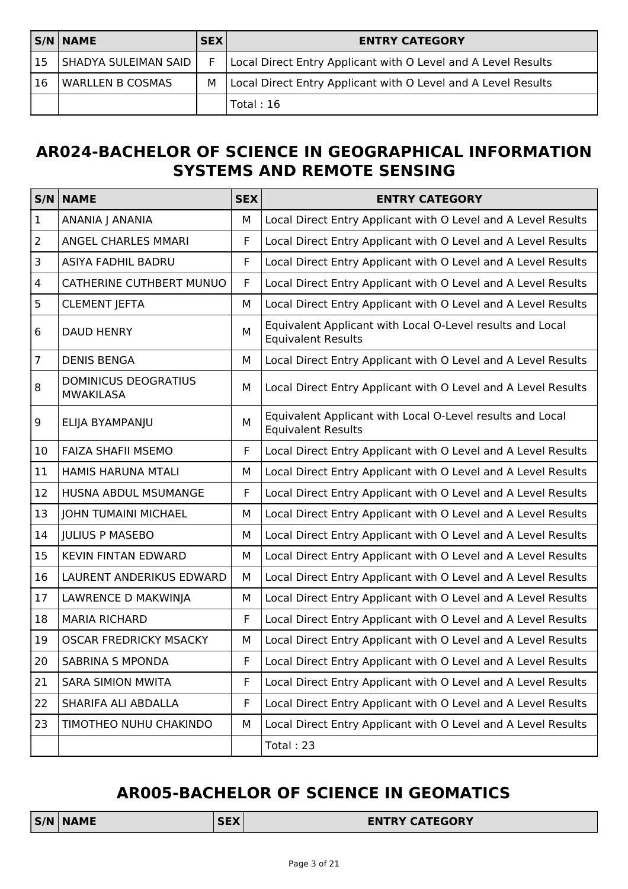| S/N | NAME | SEX | ENTRY CATEGORY |
|---|---|---|---|
| 15 | SHADYA SULEIMAN SAID | F | Local Direct Entry Applicant with O Level and A Level Results |
| 16 | WARLLEN B COSMAS | M | Local Direct Entry Applicant with O Level and A Level Results |
| | | | Total : 16 |

## AR024-BACHELOR OF SCIENCE IN GEOGRAPHICAL INFORMATION SYSTEMS AND REMOTE SENSING

| S/N | NAME | SEX | ENTRY CATEGORY |
|---|---|---|---|
| 1 | ANANIA J ANANIA | M | Local Direct Entry Applicant with O Level and A Level Results |
| 2 | ANGEL CHARLES MMARI | F | Local Direct Entry Applicant with O Level and A Level Results |
| 3 | ASIYA FADHIL BADRU | F | Local Direct Entry Applicant with O Level and A Level Results |
| 4 | CATHERINE CUTHBERT MUNUO | F | Local Direct Entry Applicant with O Level and A Level Results |
| 5 | CLEMENT JEFTA | M | Local Direct Entry Applicant with O Level and A Level Results |
| 6 | DAUD HENRY | M | Equivalent Applicant with Local O-Level results and Local Equivalent Results |
| 7 | DENIS BENGA | M | Local Direct Entry Applicant with O Level and A Level Results |
| 8 | DOMINICUS DEOGRATIUS MWAKILASA | M | Local Direct Entry Applicant with O Level and A Level Results |
| 9 | ELIJA BYAMPANJU | M | Equivalent Applicant with Local O-Level results and Local Equivalent Results |
| 10 | FAIZA SHAFII MSEMO | F | Local Direct Entry Applicant with O Level and A Level Results |
| 11 | HAMIS HARUNA MTALI | M | Local Direct Entry Applicant with O Level and A Level Results |
| 12 | HUSNA ABDUL MSUMANGE | F | Local Direct Entry Applicant with O Level and A Level Results |
| 13 | JOHN TUMAINI MICHAEL | M | Local Direct Entry Applicant with O Level and A Level Results |
| 14 | JULIUS P MASEBO | M | Local Direct Entry Applicant with O Level and A Level Results |
| 15 | KEVIN FINTAN EDWARD | M | Local Direct Entry Applicant with O Level and A Level Results |
| 16 | LAURENT ANDERIKUS EDWARD | M | Local Direct Entry Applicant with O Level and A Level Results |
| 17 | LAWRENCE D MAKWINJA | M | Local Direct Entry Applicant with O Level and A Level Results |
| 18 | MARIA RICHARD | F | Local Direct Entry Applicant with O Level and A Level Results |
| 19 | OSCAR FREDRICKY MSACKY | M | Local Direct Entry Applicant with O Level and A Level Results |
| 20 | SABRINA S MPONDA | F | Local Direct Entry Applicant with O Level and A Level Results |
| 21 | SARA SIMION MWITA | F | Local Direct Entry Applicant with O Level and A Level Results |
| 22 | SHARIFA ALI ABDALLA | F | Local Direct Entry Applicant with O Level and A Level Results |
| 23 | TIMOTHEO NUHU CHAKINDO | M | Local Direct Entry Applicant with O Level and A Level Results |
| | | | Total : 23 |

## AR005-BACHELOR OF SCIENCE IN GEOMATICS

| S/N | NAME | SEX | ENTRY CATEGORY |
|---|---|---|---|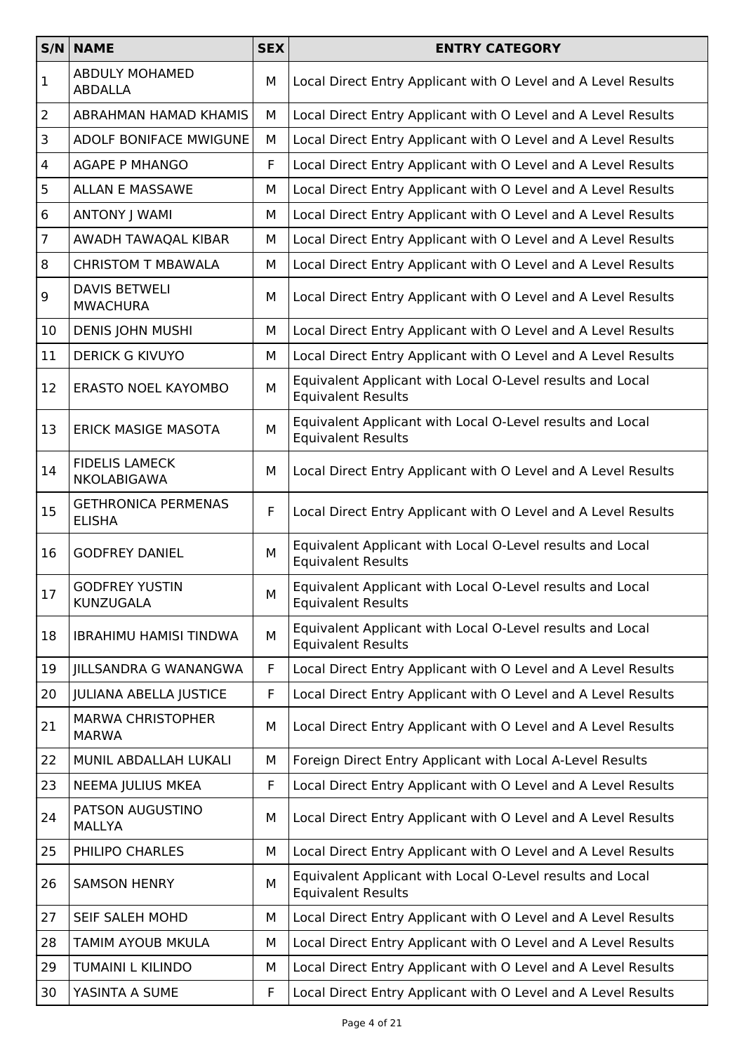| S/N | NAME | SEX | ENTRY CATEGORY |
|---|---|---|---|
| 1 | ABDULY MOHAMED ABDALLA | M | Local Direct Entry Applicant with O Level and A Level Results |
| 2 | ABRAHMAN HAMAD KHAMIS | M | Local Direct Entry Applicant with O Level and A Level Results |
| 3 | ADOLF BONIFACE MWIGUNE | M | Local Direct Entry Applicant with O Level and A Level Results |
| 4 | AGAPE P MHANGO | F | Local Direct Entry Applicant with O Level and A Level Results |
| 5 | ALLAN E MASSAWE | M | Local Direct Entry Applicant with O Level and A Level Results |
| 6 | ANTONY J WAMI | M | Local Direct Entry Applicant with O Level and A Level Results |
| 7 | AWADH TAWAQAL KIBAR | M | Local Direct Entry Applicant with O Level and A Level Results |
| 8 | CHRISTOM T MBAWALA | M | Local Direct Entry Applicant with O Level and A Level Results |
| 9 | DAVIS BETWELI MWACHURA | M | Local Direct Entry Applicant with O Level and A Level Results |
| 10 | DENIS JOHN MUSHI | M | Local Direct Entry Applicant with O Level and A Level Results |
| 11 | DERICK G KIVUYO | M | Local Direct Entry Applicant with O Level and A Level Results |
| 12 | ERASTO NOEL KAYOMBO | M | Equivalent Applicant with Local O-Level results and Local Equivalent Results |
| 13 | ERICK MASIGE MASOTA | M | Equivalent Applicant with Local O-Level results and Local Equivalent Results |
| 14 | FIDELIS LAMECK NKOLABIGAWA | M | Local Direct Entry Applicant with O Level and A Level Results |
| 15 | GETHRONICA PERMENAS ELISHA | F | Local Direct Entry Applicant with O Level and A Level Results |
| 16 | GODFREY DANIEL | M | Equivalent Applicant with Local O-Level results and Local Equivalent Results |
| 17 | GODFREY YUSTIN KUNZUGALA | M | Equivalent Applicant with Local O-Level results and Local Equivalent Results |
| 18 | IBRAHIMU HAMISI TINDWA | M | Equivalent Applicant with Local O-Level results and Local Equivalent Results |
| 19 | JILLSANDRA G WANANGWA | F | Local Direct Entry Applicant with O Level and A Level Results |
| 20 | JULIANA ABELLA JUSTICE | F | Local Direct Entry Applicant with O Level and A Level Results |
| 21 | MARWA CHRISTOPHER MARWA | M | Local Direct Entry Applicant with O Level and A Level Results |
| 22 | MUNIL ABDALLAH LUKALI | M | Foreign Direct Entry Applicant with Local A-Level Results |
| 23 | NEEMA JULIUS MKEA | F | Local Direct Entry Applicant with O Level and A Level Results |
| 24 | PATSON AUGUSTINO MALLYA | M | Local Direct Entry Applicant with O Level and A Level Results |
| 25 | PHILIPO CHARLES | M | Local Direct Entry Applicant with O Level and A Level Results |
| 26 | SAMSON HENRY | M | Equivalent Applicant with Local O-Level results and Local Equivalent Results |
| 27 | SEIF SALEH MOHD | M | Local Direct Entry Applicant with O Level and A Level Results |
| 28 | TAMIM AYOUB MKULA | M | Local Direct Entry Applicant with O Level and A Level Results |
| 29 | TUMAINI L KILINDO | M | Local Direct Entry Applicant with O Level and A Level Results |
| 30 | YASINTA A SUME | F | Local Direct Entry Applicant with O Level and A Level Results |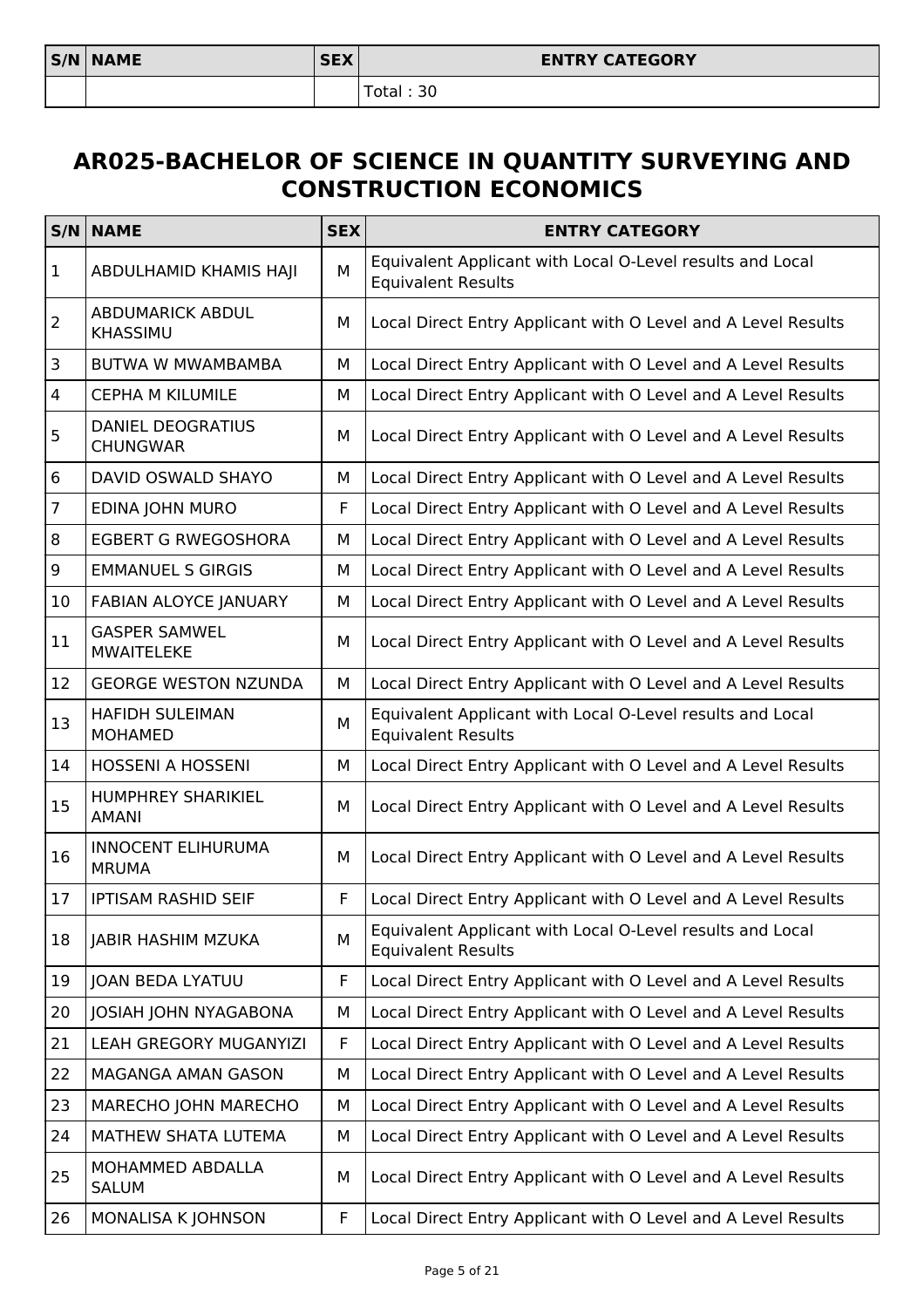| S/N | NAME | SEX | ENTRY CATEGORY |
|---|---|---|---|
| | | | Total : 30 |

## AR025-BACHELOR OF SCIENCE IN QUANTITY SURVEYING AND CONSTRUCTION ECONOMICS

| S/N | NAME | SEX | ENTRY CATEGORY |
|---|---|---|---|
| 1 | ABDULHAMID KHAMIS HAJI | M | Equivalent Applicant with Local O-Level results and Local Equivalent Results |
| 2 | ABDUMARICK ABDUL KHASSIMU | M | Local Direct Entry Applicant with O Level and A Level Results |
| 3 | BUTWA W MWAMBAMBA | M | Local Direct Entry Applicant with O Level and A Level Results |
| 4 | CEPHA M KILUMILE | M | Local Direct Entry Applicant with O Level and A Level Results |
| 5 | DANIEL DEOGRATIUS CHUNGWAR | M | Local Direct Entry Applicant with O Level and A Level Results |
| 6 | DAVID OSWALD SHAYO | M | Local Direct Entry Applicant with O Level and A Level Results |
| 7 | EDINA JOHN MURO | F | Local Direct Entry Applicant with O Level and A Level Results |
| 8 | EGBERT G RWEGOSHORA | M | Local Direct Entry Applicant with O Level and A Level Results |
| 9 | EMMANUEL S GIRGIS | M | Local Direct Entry Applicant with O Level and A Level Results |
| 10 | FABIAN ALOYCE JANUARY | M | Local Direct Entry Applicant with O Level and A Level Results |
| 11 | GASPER SAMWEL MWAITELEKE | M | Local Direct Entry Applicant with O Level and A Level Results |
| 12 | GEORGE WESTON NZUNDA | M | Local Direct Entry Applicant with O Level and A Level Results |
| 13 | HAFIDH SULEIMAN MOHAMED | M | Equivalent Applicant with Local O-Level results and Local Equivalent Results |
| 14 | HOSSENI A HOSSENI | M | Local Direct Entry Applicant with O Level and A Level Results |
| 15 | HUMPHREY SHARIKIEL AMANI | M | Local Direct Entry Applicant with O Level and A Level Results |
| 16 | INNOCENT ELIHURUMA MRUMA | M | Local Direct Entry Applicant with O Level and A Level Results |
| 17 | IPTISAM RASHID SEIF | F | Local Direct Entry Applicant with O Level and A Level Results |
| 18 | JABIR HASHIM MZUKA | M | Equivalent Applicant with Local O-Level results and Local Equivalent Results |
| 19 | JOAN BEDA LYATUU | F | Local Direct Entry Applicant with O Level and A Level Results |
| 20 | JOSIAH JOHN NYAGABONA | M | Local Direct Entry Applicant with O Level and A Level Results |
| 21 | LEAH GREGORY MUGANYIZI | F | Local Direct Entry Applicant with O Level and A Level Results |
| 22 | MAGANGA AMAN GASON | M | Local Direct Entry Applicant with O Level and A Level Results |
| 23 | MARECHO JOHN MARECHO | M | Local Direct Entry Applicant with O Level and A Level Results |
| 24 | MATHEW SHATA LUTEMA | M | Local Direct Entry Applicant with O Level and A Level Results |
| 25 | MOHAMMED ABDALLA SALUM | M | Local Direct Entry Applicant with O Level and A Level Results |
| 26 | MONALISA K JOHNSON | F | Local Direct Entry Applicant with O Level and A Level Results |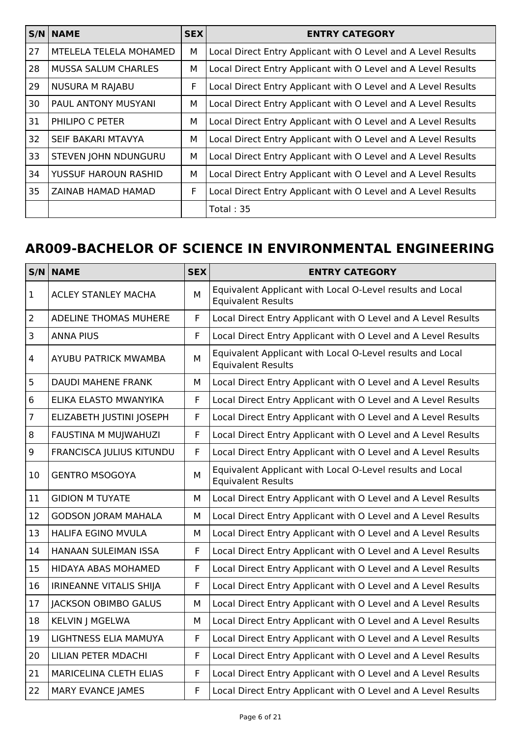| S/N | NAME | SEX | ENTRY CATEGORY |
|---|---|---|---|
| 27 | MTELELA TELELA MOHAMED | M | Local Direct Entry Applicant with O Level and A Level Results |
| 28 | MUSSA SALUM CHARLES | M | Local Direct Entry Applicant with O Level and A Level Results |
| 29 | NUSURA M RAJABU | F | Local Direct Entry Applicant with O Level and A Level Results |
| 30 | PAUL ANTONY MUSYANI | M | Local Direct Entry Applicant with O Level and A Level Results |
| 31 | PHILIPO C PETER | M | Local Direct Entry Applicant with O Level and A Level Results |
| 32 | SEIF BAKARI MTAVYA | M | Local Direct Entry Applicant with O Level and A Level Results |
| 33 | STEVEN JOHN NDUNGURU | M | Local Direct Entry Applicant with O Level and A Level Results |
| 34 | YUSSUF HAROUN RASHID | M | Local Direct Entry Applicant with O Level and A Level Results |
| 35 | ZAINAB HAMAD HAMAD | F | Local Direct Entry Applicant with O Level and A Level Results |
| | | | Total : 35 |

## AR009-BACHELOR OF SCIENCE IN ENVIRONMENTAL ENGINEERING

| S/N | NAME | SEX | ENTRY CATEGORY |
|---|---|---|---|
| 1 | ACLEY STANLEY MACHA | M | Equivalent Applicant with Local O-Level results and Local Equivalent Results |
| 2 | ADELINE THOMAS MUHERE | F | Local Direct Entry Applicant with O Level and A Level Results |
| 3 | ANNA PIUS | F | Local Direct Entry Applicant with O Level and A Level Results |
| 4 | AYUBU PATRICK MWAMBA | M | Equivalent Applicant with Local O-Level results and Local Equivalent Results |
| 5 | DAUDI MAHENE FRANK | M | Local Direct Entry Applicant with O Level and A Level Results |
| 6 | ELIKA ELASTO MWANYIKA | F | Local Direct Entry Applicant with O Level and A Level Results |
| 7 | ELIZABETH JUSTINI JOSEPH | F | Local Direct Entry Applicant with O Level and A Level Results |
| 8 | FAUSTINA M MUJWAHUZI | F | Local Direct Entry Applicant with O Level and A Level Results |
| 9 | FRANCISCA JULIUS KITUNDU | F | Local Direct Entry Applicant with O Level and A Level Results |
| 10 | GENTRO MSOGOYA | M | Equivalent Applicant with Local O-Level results and Local Equivalent Results |
| 11 | GIDION M TUYATE | M | Local Direct Entry Applicant with O Level and A Level Results |
| 12 | GODSON JORAM MAHALA | M | Local Direct Entry Applicant with O Level and A Level Results |
| 13 | HALIFA EGINO MVULA | M | Local Direct Entry Applicant with O Level and A Level Results |
| 14 | HANAAN SULEIMAN ISSA | F | Local Direct Entry Applicant with O Level and A Level Results |
| 15 | HIDAYA ABAS MOHAMED | F | Local Direct Entry Applicant with O Level and A Level Results |
| 16 | IRINEANNE VITALIS SHIJA | F | Local Direct Entry Applicant with O Level and A Level Results |
| 17 | JACKSON OBIMBO GALUS | M | Local Direct Entry Applicant with O Level and A Level Results |
| 18 | KELVIN J MGELWA | M | Local Direct Entry Applicant with O Level and A Level Results |
| 19 | LIGHTNESS ELIA MAMUYA | F | Local Direct Entry Applicant with O Level and A Level Results |
| 20 | LILIAN PETER MDACHI | F | Local Direct Entry Applicant with O Level and A Level Results |
| 21 | MARICELINA CLETH ELIAS | F | Local Direct Entry Applicant with O Level and A Level Results |
| 22 | MARY EVANCE JAMES | F | Local Direct Entry Applicant with O Level and A Level Results |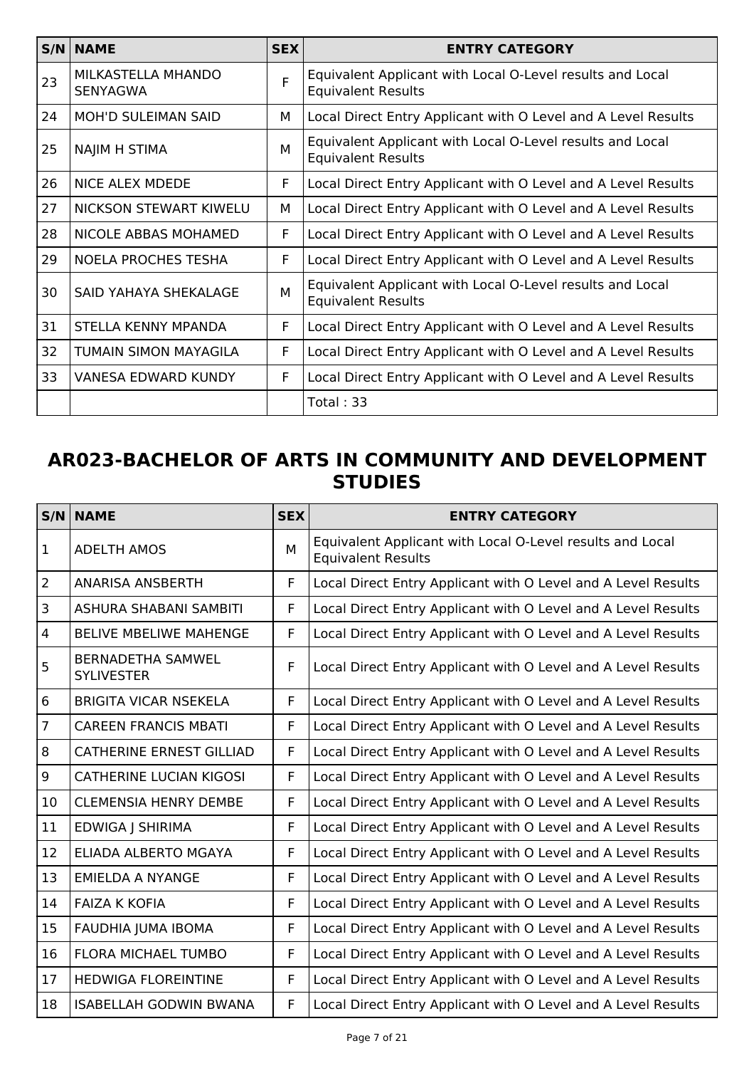| S/N | NAME | SEX | ENTRY CATEGORY |
|---|---|---|---|
| 23 | MILKASTELLA MHANDO SENYAGWA | F | Equivalent Applicant with Local O-Level results and Local Equivalent Results |
| 24 | MOH'D SULEIMAN SAID | M | Local Direct Entry Applicant with O Level and A Level Results |
| 25 | NAJIM H STIMA | M | Equivalent Applicant with Local O-Level results and Local Equivalent Results |
| 26 | NICE ALEX MDEDE | F | Local Direct Entry Applicant with O Level and A Level Results |
| 27 | NICKSON STEWART KIWELU | M | Local Direct Entry Applicant with O Level and A Level Results |
| 28 | NICOLE ABBAS MOHAMED | F | Local Direct Entry Applicant with O Level and A Level Results |
| 29 | NOELA PROCHES TESHA | F | Local Direct Entry Applicant with O Level and A Level Results |
| 30 | SAID YAHAYA SHEKALAGE | M | Equivalent Applicant with Local O-Level results and Local Equivalent Results |
| 31 | STELLA KENNY MPANDA | F | Local Direct Entry Applicant with O Level and A Level Results |
| 32 | TUMAIN SIMON MAYAGILA | F | Local Direct Entry Applicant with O Level and A Level Results |
| 33 | VANESA EDWARD KUNDY | F | Local Direct Entry Applicant with O Level and A Level Results |
| | | | Total : 33 |

## AR023-BACHELOR OF ARTS IN COMMUNITY AND DEVELOPMENT STUDIES

| S/N | NAME | SEX | ENTRY CATEGORY |
|---|---|---|---|
| 1 | ADELTH AMOS | M | Equivalent Applicant with Local O-Level results and Local Equivalent Results |
| 2 | ANARISA ANSBERTH | F | Local Direct Entry Applicant with O Level and A Level Results |
| 3 | ASHURA SHABANI SAMBITI | F | Local Direct Entry Applicant with O Level and A Level Results |
| 4 | BELIVE MBELIWE MAHENGE | F | Local Direct Entry Applicant with O Level and A Level Results |
| 5 | BERNADETHA SAMWEL SYLIVESTER | F | Local Direct Entry Applicant with O Level and A Level Results |
| 6 | BRIGITA VICAR NSEKELA | F | Local Direct Entry Applicant with O Level and A Level Results |
| 7 | CAREEN FRANCIS MBATI | F | Local Direct Entry Applicant with O Level and A Level Results |
| 8 | CATHERINE ERNEST GILLIAD | F | Local Direct Entry Applicant with O Level and A Level Results |
| 9 | CATHERINE LUCIAN KIGOSI | F | Local Direct Entry Applicant with O Level and A Level Results |
| 10 | CLEMENSIA HENRY DEMBE | F | Local Direct Entry Applicant with O Level and A Level Results |
| 11 | EDWIGA J SHIRIMA | F | Local Direct Entry Applicant with O Level and A Level Results |
| 12 | ELIADA ALBERTO MGAYA | F | Local Direct Entry Applicant with O Level and A Level Results |
| 13 | EMIELDA A NYANGE | F | Local Direct Entry Applicant with O Level and A Level Results |
| 14 | FAIZA K KOFIA | F | Local Direct Entry Applicant with O Level and A Level Results |
| 15 | FAUDHIA JUMA IBOMA | F | Local Direct Entry Applicant with O Level and A Level Results |
| 16 | FLORA MICHAEL TUMBO | F | Local Direct Entry Applicant with O Level and A Level Results |
| 17 | HEDWIGA FLOREINTINE | F | Local Direct Entry Applicant with O Level and A Level Results |
| 18 | ISABELLAH GODWIN BWANA | F | Local Direct Entry Applicant with O Level and A Level Results |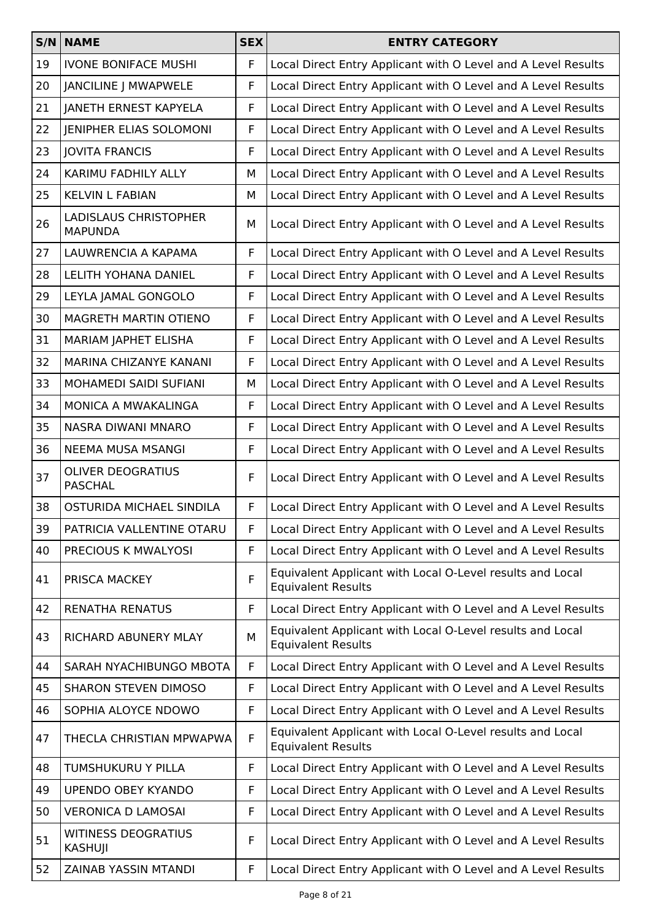| S/N | NAME | SEX | ENTRY CATEGORY |
|---|---|---|---|
| 19 | IVONE BONIFACE MUSHI | F | Local Direct Entry Applicant with O Level and A Level Results |
| 20 | JANCILINE J MWAPWELE | F | Local Direct Entry Applicant with O Level and A Level Results |
| 21 | JANETH ERNEST KAPYELA | F | Local Direct Entry Applicant with O Level and A Level Results |
| 22 | JENIPHER ELIAS SOLOMONI | F | Local Direct Entry Applicant with O Level and A Level Results |
| 23 | JOVITA FRANCIS | F | Local Direct Entry Applicant with O Level and A Level Results |
| 24 | KARIMU FADHILY ALLY | M | Local Direct Entry Applicant with O Level and A Level Results |
| 25 | KELVIN L FABIAN | M | Local Direct Entry Applicant with O Level and A Level Results |
| 26 | LADISLAUS CHRISTOPHER MAPUNDA | M | Local Direct Entry Applicant with O Level and A Level Results |
| 27 | LAUWRENCIA A KAPAMA | F | Local Direct Entry Applicant with O Level and A Level Results |
| 28 | LELITH YOHANA DANIEL | F | Local Direct Entry Applicant with O Level and A Level Results |
| 29 | LEYLA JAMAL GONGOLO | F | Local Direct Entry Applicant with O Level and A Level Results |
| 30 | MAGRETH MARTIN OTIENO | F | Local Direct Entry Applicant with O Level and A Level Results |
| 31 | MARIAM JAPHET ELISHA | F | Local Direct Entry Applicant with O Level and A Level Results |
| 32 | MARINA CHIZANYE KANANI | F | Local Direct Entry Applicant with O Level and A Level Results |
| 33 | MOHAMEDI SAIDI SUFIANI | M | Local Direct Entry Applicant with O Level and A Level Results |
| 34 | MONICA A MWAKALINGA | F | Local Direct Entry Applicant with O Level and A Level Results |
| 35 | NASRA DIWANI MNARO | F | Local Direct Entry Applicant with O Level and A Level Results |
| 36 | NEEMA MUSA MSANGI | F | Local Direct Entry Applicant with O Level and A Level Results |
| 37 | OLIVER DEOGRATIUS PASCHAL | F | Local Direct Entry Applicant with O Level and A Level Results |
| 38 | OSTURIDA MICHAEL SINDILA | F | Local Direct Entry Applicant with O Level and A Level Results |
| 39 | PATRICIA VALLENTINE OTARU | F | Local Direct Entry Applicant with O Level and A Level Results |
| 40 | PRECIOUS K MWALYOSI | F | Local Direct Entry Applicant with O Level and A Level Results |
| 41 | PRISCA MACKEY | F | Equivalent Applicant with Local O-Level results and Local Equivalent Results |
| 42 | RENATHA RENATUS | F | Local Direct Entry Applicant with O Level and A Level Results |
| 43 | RICHARD ABUNERY MLAY | M | Equivalent Applicant with Local O-Level results and Local Equivalent Results |
| 44 | SARAH NYACHIBUNGO MBOTA | F | Local Direct Entry Applicant with O Level and A Level Results |
| 45 | SHARON STEVEN DIMOSO | F | Local Direct Entry Applicant with O Level and A Level Results |
| 46 | SOPHIA ALOYCE NDOWO | F | Local Direct Entry Applicant with O Level and A Level Results |
| 47 | THECLA CHRISTIAN MPWAPWA | F | Equivalent Applicant with Local O-Level results and Local Equivalent Results |
| 48 | TUMSHUKURU Y PILLA | F | Local Direct Entry Applicant with O Level and A Level Results |
| 49 | UPENDO OBEY KYANDO | F | Local Direct Entry Applicant with O Level and A Level Results |
| 50 | VERONICA D LAMOSAI | F | Local Direct Entry Applicant with O Level and A Level Results |
| 51 | WITINESS DEOGRATIUS KASHUJI | F | Local Direct Entry Applicant with O Level and A Level Results |
| 52 | ZAINAB YASSIN MTANDI | F | Local Direct Entry Applicant with O Level and A Level Results |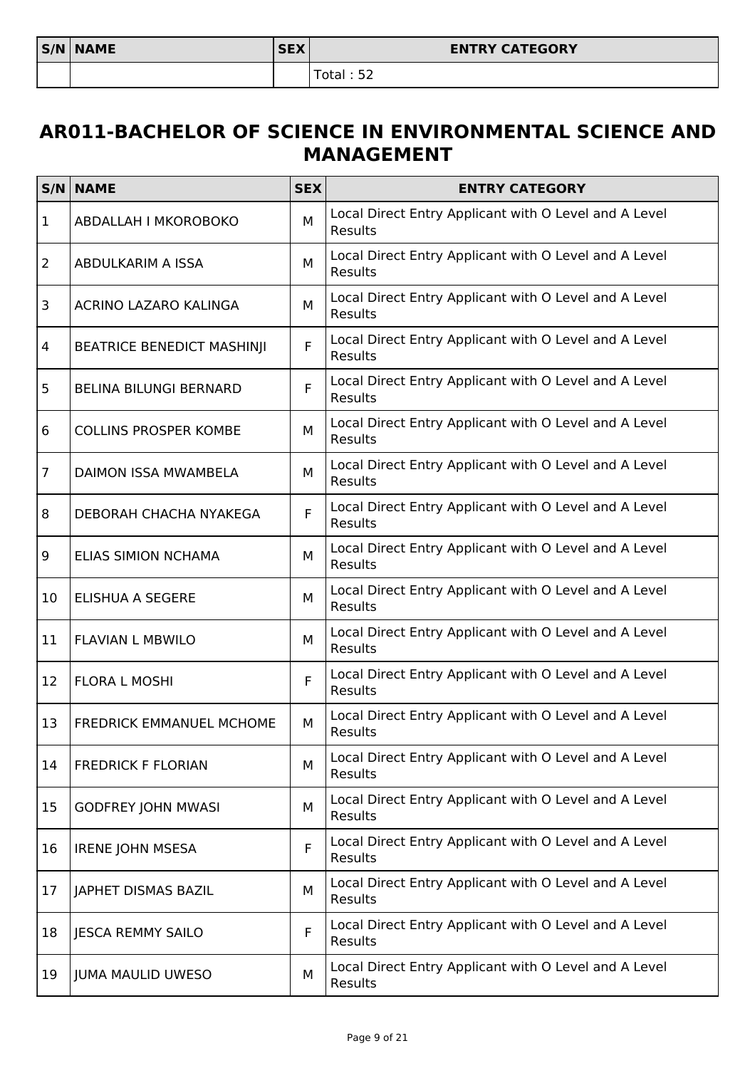| S/N | NAME | SEX | ENTRY CATEGORY |
|---|---|---|---|
| | | | Total : 52 |

## AR011-BACHELOR OF SCIENCE IN ENVIRONMENTAL SCIENCE AND MANAGEMENT

| S/N | NAME | SEX | ENTRY CATEGORY |
|---|---|---|---|
| 1 | ABDALLAH I MKOROBOKO | M | Local Direct Entry Applicant with O Level and A Level Results |
| 2 | ABDULKARIM A ISSA | M | Local Direct Entry Applicant with O Level and A Level Results |
| 3 | ACRINO LAZARO KALINGA | M | Local Direct Entry Applicant with O Level and A Level Results |
| 4 | BEATRICE BENEDICT MASHINJI | F | Local Direct Entry Applicant with O Level and A Level Results |
| 5 | BELINA BILUNGI BERNARD | F | Local Direct Entry Applicant with O Level and A Level Results |
| 6 | COLLINS PROSPER KOMBE | M | Local Direct Entry Applicant with O Level and A Level Results |
| 7 | DAIMON ISSA MWAMBELA | M | Local Direct Entry Applicant with O Level and A Level Results |
| 8 | DEBORAH CHACHA NYAKEGA | F | Local Direct Entry Applicant with O Level and A Level Results |
| 9 | ELIAS SIMION NCHAMA | M | Local Direct Entry Applicant with O Level and A Level Results |
| 10 | ELISHUA A SEGERE | M | Local Direct Entry Applicant with O Level and A Level Results |
| 11 | FLAVIAN L MBWILO | M | Local Direct Entry Applicant with O Level and A Level Results |
| 12 | FLORA L MOSHI | F | Local Direct Entry Applicant with O Level and A Level Results |
| 13 | FREDRICK EMMANUEL MCHOME | M | Local Direct Entry Applicant with O Level and A Level Results |
| 14 | FREDRICK F FLORIAN | M | Local Direct Entry Applicant with O Level and A Level Results |
| 15 | GODFREY JOHN MWASI | M | Local Direct Entry Applicant with O Level and A Level Results |
| 16 | IRENE JOHN MSESA | F | Local Direct Entry Applicant with O Level and A Level Results |
| 17 | JAPHET DISMAS BAZIL | M | Local Direct Entry Applicant with O Level and A Level Results |
| 18 | JESCA REMMY SAILO | F | Local Direct Entry Applicant with O Level and A Level Results |
| 19 | JUMA MAULID UWESO | M | Local Direct Entry Applicant with O Level and A Level Results |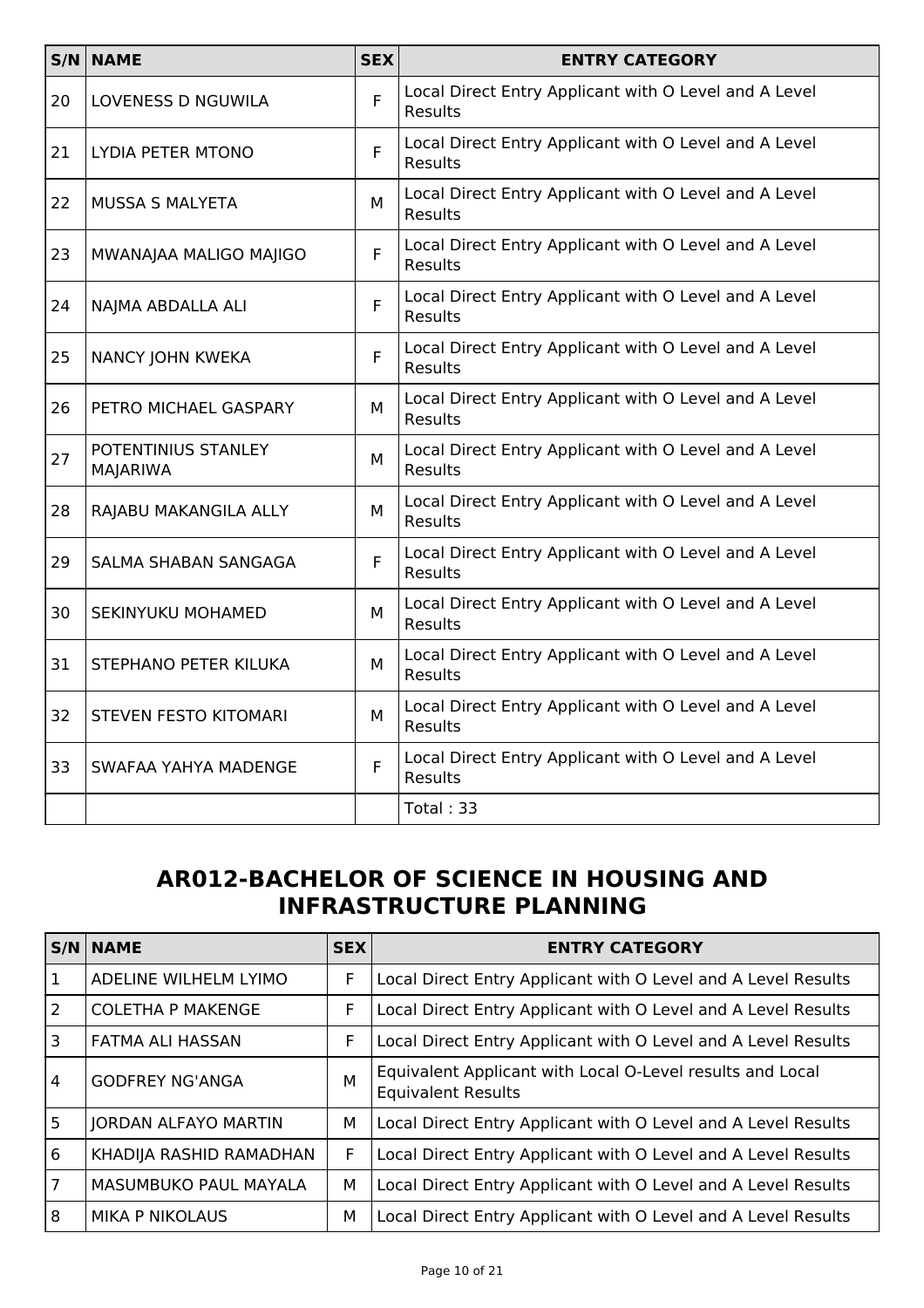| S/N | NAME | SEX | ENTRY CATEGORY |
|---|---|---|---|
| 20 | LOVENESS D NGUWILA | F | Local Direct Entry Applicant with O Level and A Level Results |
| 21 | LYDIA PETER MTONO | F | Local Direct Entry Applicant with O Level and A Level Results |
| 22 | MUSSA S MALYETA | M | Local Direct Entry Applicant with O Level and A Level Results |
| 23 | MWANAJAA MALIGO MAJIGO | F | Local Direct Entry Applicant with O Level and A Level Results |
| 24 | NAJMA ABDALLA ALI | F | Local Direct Entry Applicant with O Level and A Level Results |
| 25 | NANCY JOHN KWEKA | F | Local Direct Entry Applicant with O Level and A Level Results |
| 26 | PETRO MICHAEL GASPARY | M | Local Direct Entry Applicant with O Level and A Level Results |
| 27 | POTENTINIUS STANLEY MAJARIWA | M | Local Direct Entry Applicant with O Level and A Level Results |
| 28 | RAJABU MAKANGILA ALLY | M | Local Direct Entry Applicant with O Level and A Level Results |
| 29 | SALMA SHABAN SANGAGA | F | Local Direct Entry Applicant with O Level and A Level Results |
| 30 | SEKINYUKU MOHAMED | M | Local Direct Entry Applicant with O Level and A Level Results |
| 31 | STEPHANO PETER KILUKA | M | Local Direct Entry Applicant with O Level and A Level Results |
| 32 | STEVEN FESTO KITOMARI | M | Local Direct Entry Applicant with O Level and A Level Results |
| 33 | SWAFAA YAHYA MADENGE | F | Local Direct Entry Applicant with O Level and A Level Results |
| | | | Total : 33 |

## AR012-BACHELOR OF SCIENCE IN HOUSING AND INFRASTRUCTURE PLANNING

| S/N | NAME | SEX | ENTRY CATEGORY |
|---|---|---|---|
| 1 | ADELINE WILHELM LYIMO | F | Local Direct Entry Applicant with O Level and A Level Results |
| 2 | COLETHA P MAKENGE | F | Local Direct Entry Applicant with O Level and A Level Results |
| 3 | FATMA ALI HASSAN | F | Local Direct Entry Applicant with O Level and A Level Results |
| 4 | GODFREY NG'ANGA | M | Equivalent Applicant with Local O-Level results and Local Equivalent Results |
| 5 | JORDAN ALFAYO MARTIN | M | Local Direct Entry Applicant with O Level and A Level Results |
| 6 | KHADIJA RASHID RAMADHAN | F | Local Direct Entry Applicant with O Level and A Level Results |
| 7 | MASUMBUKO PAUL MAYALA | M | Local Direct Entry Applicant with O Level and A Level Results |
| 8 | MIKA P NIKOLAUS | M | Local Direct Entry Applicant with O Level and A Level Results |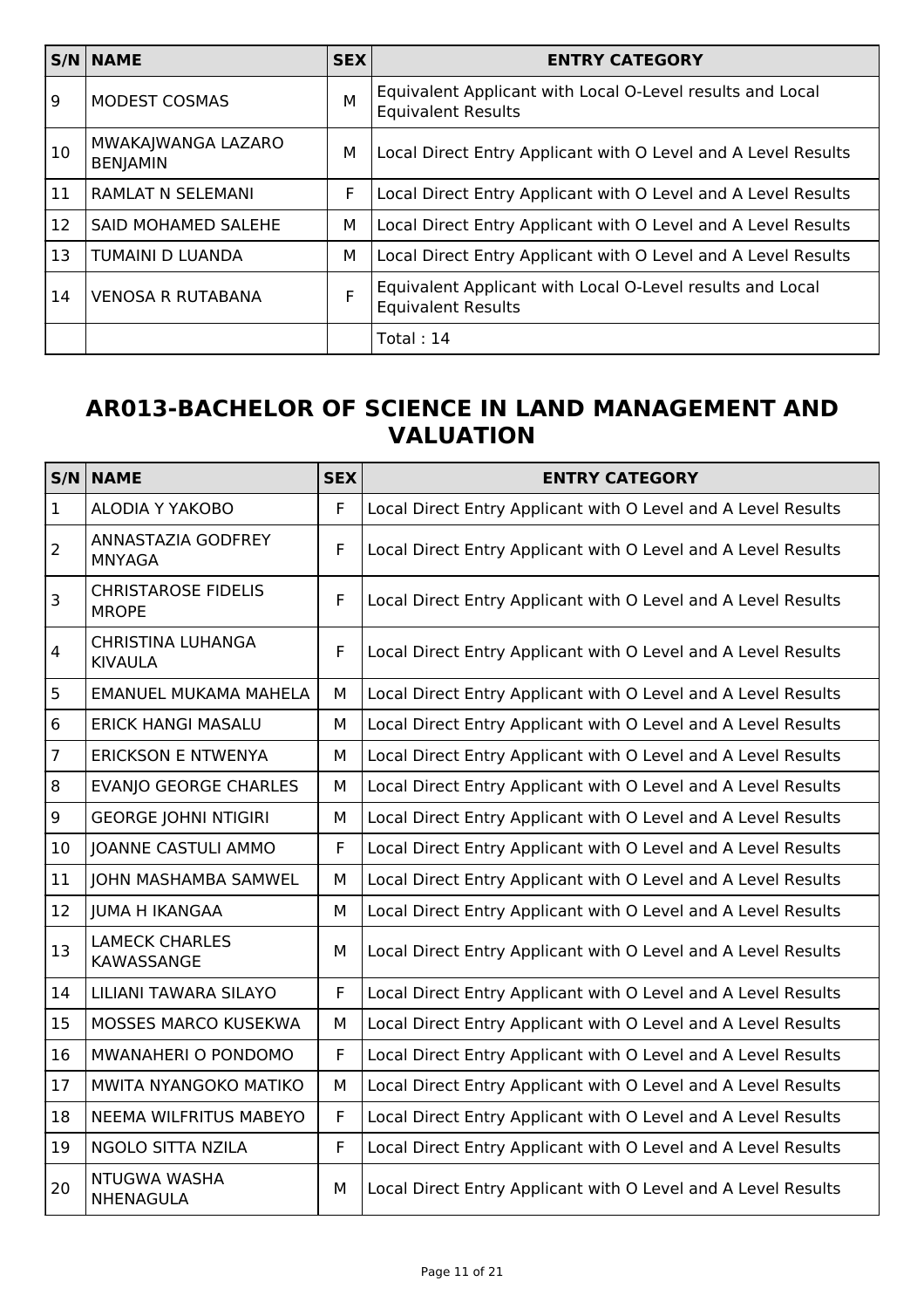| S/N | NAME | SEX | ENTRY CATEGORY |
|---|---|---|---|
| 9 | MODEST COSMAS | M | Equivalent Applicant with Local O-Level results and Local Equivalent Results |
| 10 | MWAKAJWANGA LAZARO BENJAMIN | M | Local Direct Entry Applicant with O Level and A Level Results |
| 11 | RAMLAT N SELEMANI | F | Local Direct Entry Applicant with O Level and A Level Results |
| 12 | SAID MOHAMED SALEHE | M | Local Direct Entry Applicant with O Level and A Level Results |
| 13 | TUMAINI D LUANDA | M | Local Direct Entry Applicant with O Level and A Level Results |
| 14 | VENOSA R RUTABANA | F | Equivalent Applicant with Local O-Level results and Local Equivalent Results |
| | | | Total : 14 |

## AR013-BACHELOR OF SCIENCE IN LAND MANAGEMENT AND VALUATION

| S/N | NAME | SEX | ENTRY CATEGORY |
|---|---|---|---|
| 1 | ALODIA Y YAKOBO | F | Local Direct Entry Applicant with O Level and A Level Results |
| 2 | ANNASTAZIA GODFREY MNYAGA | F | Local Direct Entry Applicant with O Level and A Level Results |
| 3 | CHRISTAROSE FIDELIS MROPE | F | Local Direct Entry Applicant with O Level and A Level Results |
| 4 | CHRISTINA LUHANGA KIVAULA | F | Local Direct Entry Applicant with O Level and A Level Results |
| 5 | EMANUEL MUKAMA MAHELA | M | Local Direct Entry Applicant with O Level and A Level Results |
| 6 | ERICK HANGI MASALU | M | Local Direct Entry Applicant with O Level and A Level Results |
| 7 | ERICKSON E NTWENYA | M | Local Direct Entry Applicant with O Level and A Level Results |
| 8 | EVANJO GEORGE CHARLES | M | Local Direct Entry Applicant with O Level and A Level Results |
| 9 | GEORGE JOHNI NTIGIRI | M | Local Direct Entry Applicant with O Level and A Level Results |
| 10 | JOANNE CASTULI AMMO | F | Local Direct Entry Applicant with O Level and A Level Results |
| 11 | JOHN MASHAMBA SAMWEL | M | Local Direct Entry Applicant with O Level and A Level Results |
| 12 | JUMA H IKANGAA | M | Local Direct Entry Applicant with O Level and A Level Results |
| 13 | LAMECK CHARLES KAWASSANGE | M | Local Direct Entry Applicant with O Level and A Level Results |
| 14 | LILIANI TAWARA SILAYO | F | Local Direct Entry Applicant with O Level and A Level Results |
| 15 | MOSSES MARCO KUSEKWA | M | Local Direct Entry Applicant with O Level and A Level Results |
| 16 | MWANAHERI O PONDOMO | F | Local Direct Entry Applicant with O Level and A Level Results |
| 17 | MWITA NYANGOKO MATIKO | M | Local Direct Entry Applicant with O Level and A Level Results |
| 18 | NEEMA WILFRITUS MABEYO | F | Local Direct Entry Applicant with O Level and A Level Results |
| 19 | NGOLO SITTA NZILA | F | Local Direct Entry Applicant with O Level and A Level Results |
| 20 | NTUGWA WASHA NHENAGULA | M | Local Direct Entry Applicant with O Level and A Level Results |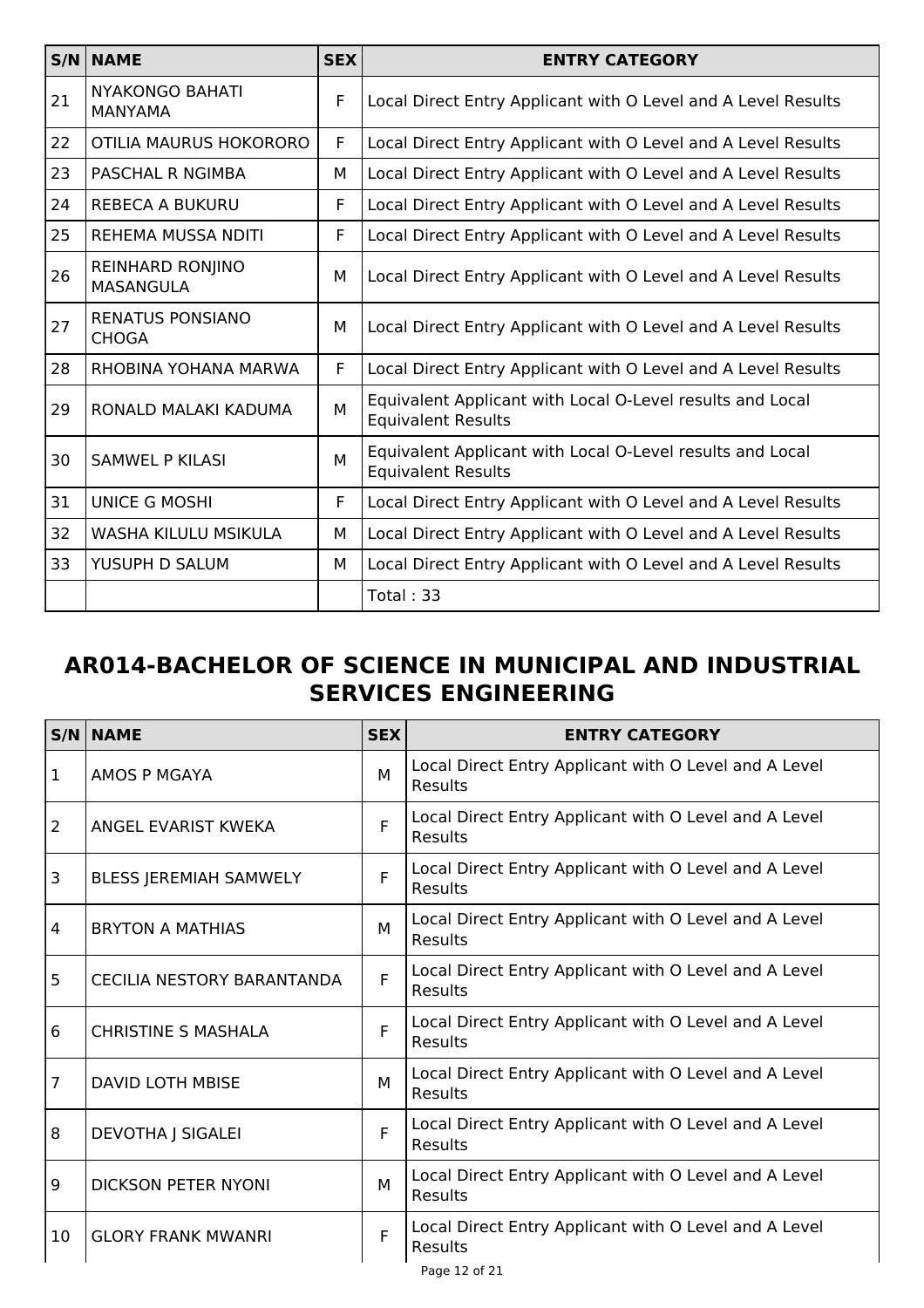| S/N | NAME | SEX | ENTRY CATEGORY |
| --- | --- | --- | --- |
| 21 | NYAKONGO BAHATI MANYAMA | F | Local Direct Entry Applicant with O Level and A Level Results |
| 22 | OTILIA MAURUS HOKORORO | F | Local Direct Entry Applicant with O Level and A Level Results |
| 23 | PASCHAL R NGIMBA | M | Local Direct Entry Applicant with O Level and A Level Results |
| 24 | REBECA A BUKURU | F | Local Direct Entry Applicant with O Level and A Level Results |
| 25 | REHEMA MUSSA NDITI | F | Local Direct Entry Applicant with O Level and A Level Results |
| 26 | REINHARD RONJINO MASANGULA | M | Local Direct Entry Applicant with O Level and A Level Results |
| 27 | RENATUS PONSIANO CHOGA | M | Local Direct Entry Applicant with O Level and A Level Results |
| 28 | RHOBINA YOHANA MARWA | F | Local Direct Entry Applicant with O Level and A Level Results |
| 29 | RONALD MALAKI KADUMA | M | Equivalent Applicant with Local O-Level results and Local Equivalent Results |
| 30 | SAMWEL P KILASI | M | Equivalent Applicant with Local O-Level results and Local Equivalent Results |
| 31 | UNICE G MOSHI | F | Local Direct Entry Applicant with O Level and A Level Results |
| 32 | WASHA KILULU MSIKULA | M | Local Direct Entry Applicant with O Level and A Level Results |
| 33 | YUSUPH D SALUM | M | Local Direct Entry Applicant with O Level and A Level Results |
| | | | Total : 33 |

## AR014-BACHELOR OF SCIENCE IN MUNICIPAL AND INDUSTRIAL SERVICES ENGINEERING

| S/N | NAME | SEX | ENTRY CATEGORY |
| --- | --- | --- | --- |
| 1 | AMOS P MGAYA | M | Local Direct Entry Applicant with O Level and A Level Results |
| 2 | ANGEL EVARIST KWEKA | F | Local Direct Entry Applicant with O Level and A Level Results |
| 3 | BLESS JEREMIAH SAMWELY | F | Local Direct Entry Applicant with O Level and A Level Results |
| 4 | BRYTON A MATHIAS | M | Local Direct Entry Applicant with O Level and A Level Results |
| 5 | CECILIA NESTORY BARANTANDA | F | Local Direct Entry Applicant with O Level and A Level Results |
| 6 | CHRISTINE S MASHALA | F | Local Direct Entry Applicant with O Level and A Level Results |
| 7 | DAVID LOTH MBISE | M | Local Direct Entry Applicant with O Level and A Level Results |
| 8 | DEVOTHA J SIGALEI | F | Local Direct Entry Applicant with O Level and A Level Results |
| 9 | DICKSON PETER NYONI | M | Local Direct Entry Applicant with O Level and A Level Results |
| 10 | GLORY FRANK MWANRI | F | Local Direct Entry Applicant with O Level and A Level Results |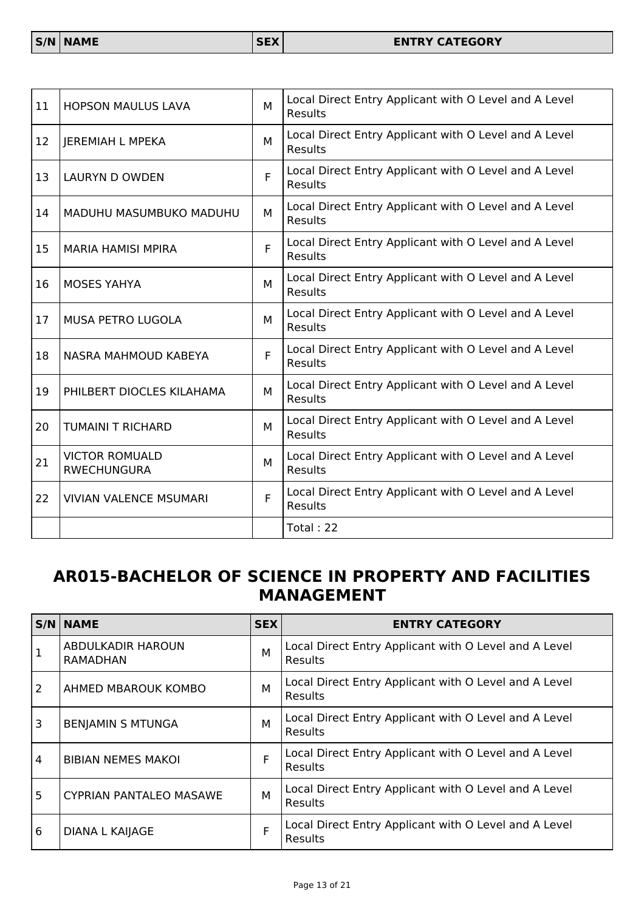| S/N | NAME | SEX | ENTRY CATEGORY |
| --- | --- | --- | --- |
| 11 | HOPSON MAULUS LAVA | M | Local Direct Entry Applicant with O Level and A Level Results |
| 12 | JEREMIAH L MPEKA | M | Local Direct Entry Applicant with O Level and A Level Results |
| 13 | LAURYN D OWDEN | F | Local Direct Entry Applicant with O Level and A Level Results |
| 14 | MADUHU MASUMBUKO MADUHU | M | Local Direct Entry Applicant with O Level and A Level Results |
| 15 | MARIA HAMISI MPIRA | F | Local Direct Entry Applicant with O Level and A Level Results |
| 16 | MOSES YAHYA | M | Local Direct Entry Applicant with O Level and A Level Results |
| 17 | MUSA PETRO LUGOLA | M | Local Direct Entry Applicant with O Level and A Level Results |
| 18 | NASRA MAHMOUD KABEYA | F | Local Direct Entry Applicant with O Level and A Level Results |
| 19 | PHILBERT DIOCLES KILAHAMA | M | Local Direct Entry Applicant with O Level and A Level Results |
| 20 | TUMAINI T RICHARD | M | Local Direct Entry Applicant with O Level and A Level Results |
| 21 | VICTOR ROMUALD RWECHUNGURA | M | Local Direct Entry Applicant with O Level and A Level Results |
| 22 | VIVIAN VALENCE MSUMARI | F | Local Direct Entry Applicant with O Level and A Level Results |
| | | | Total : 22 |

## AR015-BACHELOR OF SCIENCE IN PROPERTY AND FACILITIES MANAGEMENT

| S/N | NAME | SEX | ENTRY CATEGORY |
| --- | --- | --- | --- |
| 1 | ABDULKADIR HAROUN RAMADHAN | M | Local Direct Entry Applicant with O Level and A Level Results |
| 2 | AHMED MBAROUK KOMBO | M | Local Direct Entry Applicant with O Level and A Level Results |
| 3 | BENJAMIN S MTUNGA | M | Local Direct Entry Applicant with O Level and A Level Results |
| 4 | BIBIAN NEMES MAKOI | F | Local Direct Entry Applicant with O Level and A Level Results |
| 5 | CYPRIAN PANTALEO MASAWE | M | Local Direct Entry Applicant with O Level and A Level Results |
| 6 | DIANA L KAIJAGE | F | Local Direct Entry Applicant with O Level and A Level Results |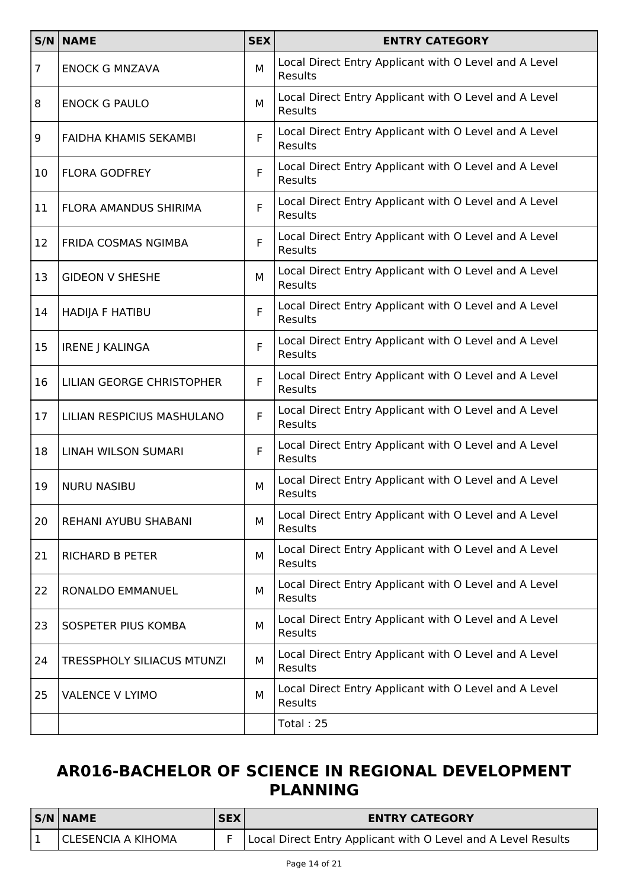| S/N | NAME | SEX | ENTRY CATEGORY |
|---|---|---|---|
| 7 | ENOCK G MNZAVA | M | Local Direct Entry Applicant with O Level and A Level Results |
| 8 | ENOCK G PAULO | M | Local Direct Entry Applicant with O Level and A Level Results |
| 9 | FAIDHA KHAMIS SEKAMBI | F | Local Direct Entry Applicant with O Level and A Level Results |
| 10 | FLORA GODFREY | F | Local Direct Entry Applicant with O Level and A Level Results |
| 11 | FLORA AMANDUS SHIRIMA | F | Local Direct Entry Applicant with O Level and A Level Results |
| 12 | FRIDA COSMAS NGIMBA | F | Local Direct Entry Applicant with O Level and A Level Results |
| 13 | GIDEON V SHESHE | M | Local Direct Entry Applicant with O Level and A Level Results |
| 14 | HADIJA F HATIBU | F | Local Direct Entry Applicant with O Level and A Level Results |
| 15 | IRENE J KALINGA | F | Local Direct Entry Applicant with O Level and A Level Results |
| 16 | LILIAN GEORGE CHRISTOPHER | F | Local Direct Entry Applicant with O Level and A Level Results |
| 17 | LILIAN RESPICIUS MASHULANO | F | Local Direct Entry Applicant with O Level and A Level Results |
| 18 | LINAH WILSON SUMARI | F | Local Direct Entry Applicant with O Level and A Level Results |
| 19 | NURU NASIBU | M | Local Direct Entry Applicant with O Level and A Level Results |
| 20 | REHANI AYUBU SHABANI | M | Local Direct Entry Applicant with O Level and A Level Results |
| 21 | RICHARD B PETER | M | Local Direct Entry Applicant with O Level and A Level Results |
| 22 | RONALDO EMMANUEL | M | Local Direct Entry Applicant with O Level and A Level Results |
| 23 | SOSPETER PIUS KOMBA | M | Local Direct Entry Applicant with O Level and A Level Results |
| 24 | TRESSPHOLY SILIACUS MTUNZI | M | Local Direct Entry Applicant with O Level and A Level Results |
| 25 | VALENCE V LYIMO | M | Local Direct Entry Applicant with O Level and A Level Results |
| | | | Total : 25 |

## AR016-BACHELOR OF SCIENCE IN REGIONAL DEVELOPMENT PLANNING

| S/N | NAME | SEX | ENTRY CATEGORY |
|---|---|---|---|
| 1 | CLESENCIA A KIHOMA | F | Local Direct Entry Applicant with O Level and A Level Results |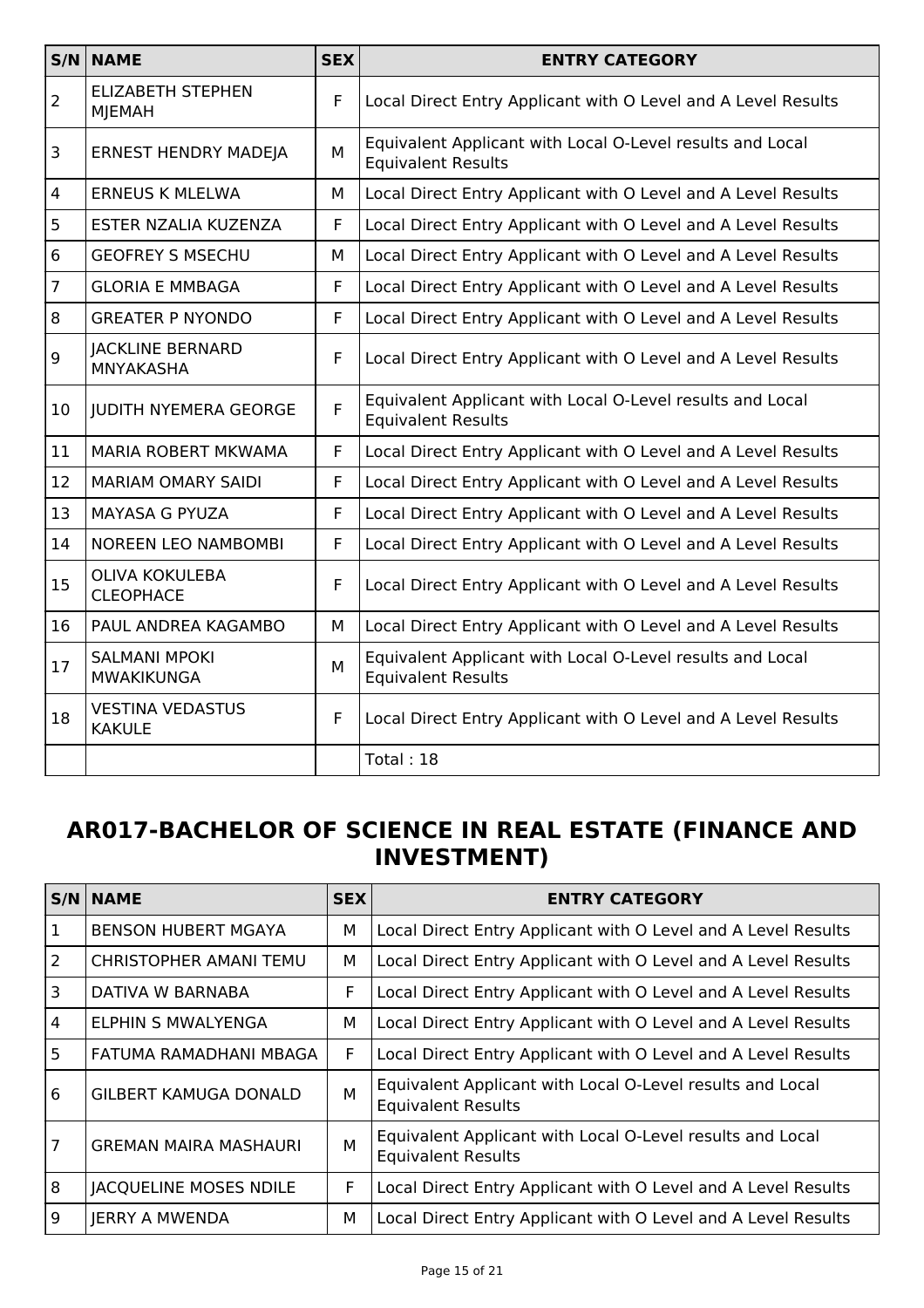| S/N | NAME | SEX | ENTRY CATEGORY |
|---|---|---|---|
| 2 | ELIZABETH STEPHEN MJEMAH | F | Local Direct Entry Applicant with O Level and A Level Results |
| 3 | ERNEST HENDRY MADEJA | M | Equivalent Applicant with Local O-Level results and Local Equivalent Results |
| 4 | ERNEUS K MLELWA | M | Local Direct Entry Applicant with O Level and A Level Results |
| 5 | ESTER NZALIA KUZENZA | F | Local Direct Entry Applicant with O Level and A Level Results |
| 6 | GEOFREY S MSECHU | M | Local Direct Entry Applicant with O Level and A Level Results |
| 7 | GLORIA E MMBAGA | F | Local Direct Entry Applicant with O Level and A Level Results |
| 8 | GREATER P NYONDO | F | Local Direct Entry Applicant with O Level and A Level Results |
| 9 | JACKLINE BERNARD MNYAKASHA | F | Local Direct Entry Applicant with O Level and A Level Results |
| 10 | JUDITH NYEMERA GEORGE | F | Equivalent Applicant with Local O-Level results and Local Equivalent Results |
| 11 | MARIA ROBERT MKWAMA | F | Local Direct Entry Applicant with O Level and A Level Results |
| 12 | MARIAM OMARY SAIDI | F | Local Direct Entry Applicant with O Level and A Level Results |
| 13 | MAYASA G PYUZA | F | Local Direct Entry Applicant with O Level and A Level Results |
| 14 | NOREEN LEO NAMBOMBI | F | Local Direct Entry Applicant with O Level and A Level Results |
| 15 | OLIVA KOKULEBA CLEOPHACE | F | Local Direct Entry Applicant with O Level and A Level Results |
| 16 | PAUL ANDREA KAGAMBO | M | Local Direct Entry Applicant with O Level and A Level Results |
| 17 | SALMANI MPOKI MWAKIKUNGA | M | Equivalent Applicant with Local O-Level results and Local Equivalent Results |
| 18 | VESTINA VEDASTUS KAKULE | F | Local Direct Entry Applicant with O Level and A Level Results |
| | | | Total : 18 |

## AR017-BACHELOR OF SCIENCE IN REAL ESTATE (FINANCE AND INVESTMENT)

| S/N | NAME | SEX | ENTRY CATEGORY |
|---|---|---|---|
| 1 | BENSON HUBERT MGAYA | M | Local Direct Entry Applicant with O Level and A Level Results |
| 2 | CHRISTOPHER AMANI TEMU | M | Local Direct Entry Applicant with O Level and A Level Results |
| 3 | DATIVA W BARNABA | F | Local Direct Entry Applicant with O Level and A Level Results |
| 4 | ELPHIN S MWALYENGA | M | Local Direct Entry Applicant with O Level and A Level Results |
| 5 | FATUMA RAMADHANI MBAGA | F | Local Direct Entry Applicant with O Level and A Level Results |
| 6 | GILBERT KAMUGA DONALD | M | Equivalent Applicant with Local O-Level results and Local Equivalent Results |
| 7 | GREMAN MAIRA MASHAURI | M | Equivalent Applicant with Local O-Level results and Local Equivalent Results |
| 8 | JACQUELINE MOSES NDILE | F | Local Direct Entry Applicant with O Level and A Level Results |
| 9 | JERRY A MWENDA | M | Local Direct Entry Applicant with O Level and A Level Results |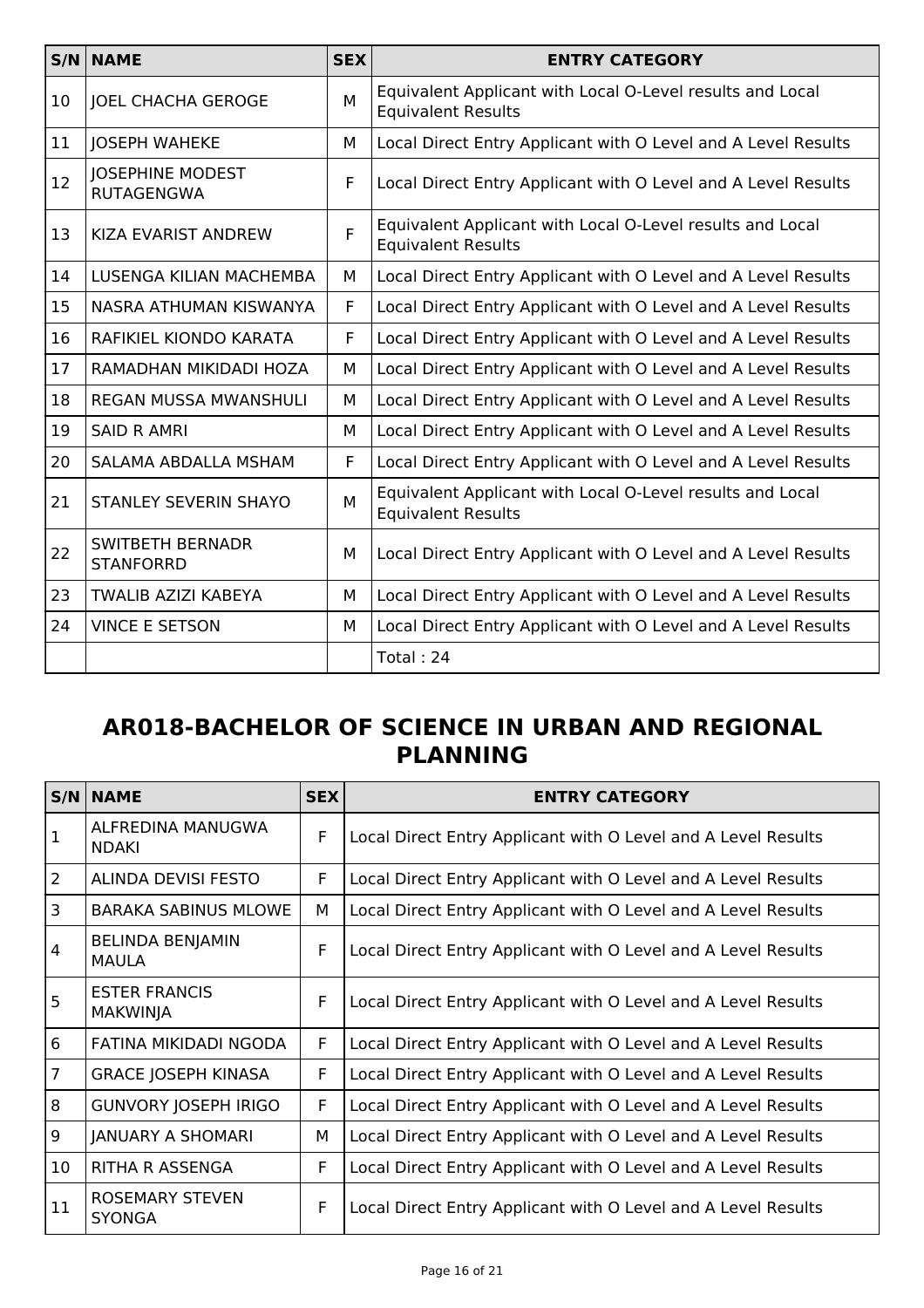| S/N | NAME | SEX | ENTRY CATEGORY |
|---|---|---|---|
| 10 | JOEL CHACHA GEROGE | M | Equivalent Applicant with Local O-Level results and Local Equivalent Results |
| 11 | JOSEPH WAHEKE | M | Local Direct Entry Applicant with O Level and A Level Results |
| 12 | JOSEPHINE MODEST RUTAGENGWA | F | Local Direct Entry Applicant with O Level and A Level Results |
| 13 | KIZA EVARIST ANDREW | F | Equivalent Applicant with Local O-Level results and Local Equivalent Results |
| 14 | LUSENGA KILIAN MACHEMBA | M | Local Direct Entry Applicant with O Level and A Level Results |
| 15 | NASRA ATHUMAN KISWANYA | F | Local Direct Entry Applicant with O Level and A Level Results |
| 16 | RAFIKIEL KIONDO KARATA | F | Local Direct Entry Applicant with O Level and A Level Results |
| 17 | RAMADHAN MIKIDADI HOZA | M | Local Direct Entry Applicant with O Level and A Level Results |
| 18 | REGAN MUSSA MWANSHULI | M | Local Direct Entry Applicant with O Level and A Level Results |
| 19 | SAID R AMRI | M | Local Direct Entry Applicant with O Level and A Level Results |
| 20 | SALAMA ABDALLA MSHAM | F | Local Direct Entry Applicant with O Level and A Level Results |
| 21 | STANLEY SEVERIN SHAYO | M | Equivalent Applicant with Local O-Level results and Local Equivalent Results |
| 22 | SWITBETH BERNADR STANFORRD | M | Local Direct Entry Applicant with O Level and A Level Results |
| 23 | TWALIB AZIZI KABEYA | M | Local Direct Entry Applicant with O Level and A Level Results |
| 24 | VINCE E SETSON | M | Local Direct Entry Applicant with O Level and A Level Results |
| | | | Total : 24 |

## AR018-BACHELOR OF SCIENCE IN URBAN AND REGIONAL PLANNING

| S/N | NAME | SEX | ENTRY CATEGORY |
|---|---|---|---|
| 1 | ALFREDINA MANUGWA NDAKI | F | Local Direct Entry Applicant with O Level and A Level Results |
| 2 | ALINDA DEVISI FESTO | F | Local Direct Entry Applicant with O Level and A Level Results |
| 3 | BARAKA SABINUS MLOWE | M | Local Direct Entry Applicant with O Level and A Level Results |
| 4 | BELINDA BENJAMIN MAULA | F | Local Direct Entry Applicant with O Level and A Level Results |
| 5 | ESTER FRANCIS MAKWINJA | F | Local Direct Entry Applicant with O Level and A Level Results |
| 6 | FATINA MIKIDADI NGODA | F | Local Direct Entry Applicant with O Level and A Level Results |
| 7 | GRACE JOSEPH KINASA | F | Local Direct Entry Applicant with O Level and A Level Results |
| 8 | GUNVORY JOSEPH IRIGO | F | Local Direct Entry Applicant with O Level and A Level Results |
| 9 | JANUARY A SHOMARI | M | Local Direct Entry Applicant with O Level and A Level Results |
| 10 | RITHA R ASSENGA | F | Local Direct Entry Applicant with O Level and A Level Results |
| 11 | ROSEMARY STEVEN SYONGA | F | Local Direct Entry Applicant with O Level and A Level Results |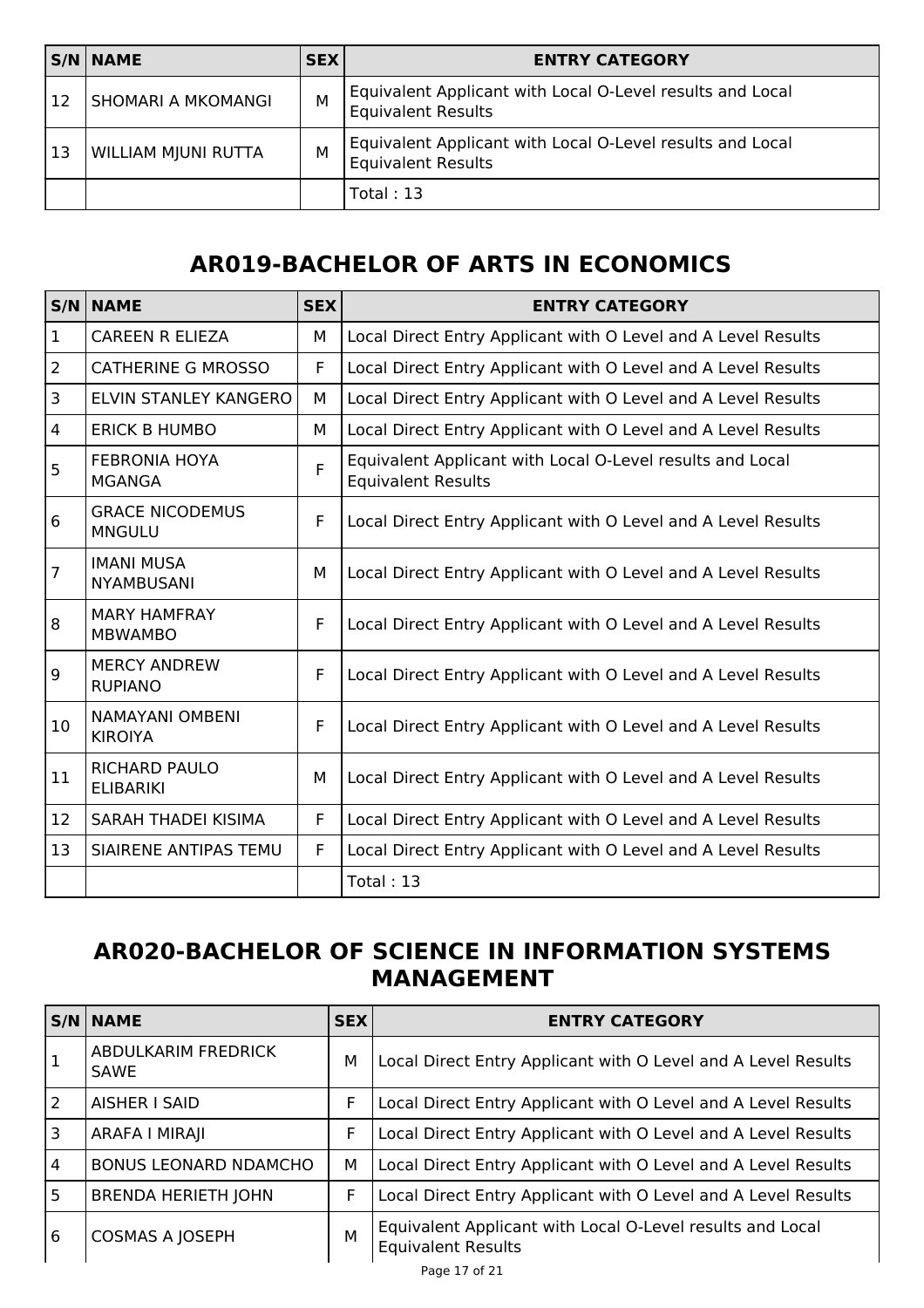| S/N | NAME | SEX | ENTRY CATEGORY |
|---|---|---|---|
| 12 | SHOMARI A MKOMANGI | M | Equivalent Applicant with Local O-Level results and Local Equivalent Results |
| 13 | WILLIAM MJUNI RUTTA | M | Equivalent Applicant with Local O-Level results and Local Equivalent Results |
| | | | Total : 13 |

## AR019-BACHELOR OF ARTS IN ECONOMICS

| S/N | NAME | SEX | ENTRY CATEGORY |
|---|---|---|---|
| 1 | CAREEN R ELIEZA | M | Local Direct Entry Applicant with O Level and A Level Results |
| 2 | CATHERINE G MROSSO | F | Local Direct Entry Applicant with O Level and A Level Results |
| 3 | ELVIN STANLEY KANGERO | M | Local Direct Entry Applicant with O Level and A Level Results |
| 4 | ERICK B HUMBO | M | Local Direct Entry Applicant with O Level and A Level Results |
| 5 | FEBRONIA HOYA MGANGA | F | Equivalent Applicant with Local O-Level results and Local Equivalent Results |
| 6 | GRACE NICODEMUS MNGULU | F | Local Direct Entry Applicant with O Level and A Level Results |
| 7 | IMANI MUSA NYAMBUSANI | M | Local Direct Entry Applicant with O Level and A Level Results |
| 8 | MARY HAMFRAY MBWAMBO | F | Local Direct Entry Applicant with O Level and A Level Results |
| 9 | MERCY ANDREW RUPIANO | F | Local Direct Entry Applicant with O Level and A Level Results |
| 10 | NAMAYANI OMBENI KIROIYA | F | Local Direct Entry Applicant with O Level and A Level Results |
| 11 | RICHARD PAULO ELIBARIKI | M | Local Direct Entry Applicant with O Level and A Level Results |
| 12 | SARAH THADEI KISIMA | F | Local Direct Entry Applicant with O Level and A Level Results |
| 13 | SIAIRENE ANTIPAS TEMU | F | Local Direct Entry Applicant with O Level and A Level Results |
| | | | Total : 13 |

## AR020-BACHELOR OF SCIENCE IN INFORMATION SYSTEMS MANAGEMENT

| S/N | NAME | SEX | ENTRY CATEGORY |
|---|---|---|---|
| 1 | ABDULKARIM FREDRICK SAWE | M | Local Direct Entry Applicant with O Level and A Level Results |
| 2 | AISHER I SAID | F | Local Direct Entry Applicant with O Level and A Level Results |
| 3 | ARAFA I MIRAJI | F | Local Direct Entry Applicant with O Level and A Level Results |
| 4 | BONUS LEONARD NDAMCHO | M | Local Direct Entry Applicant with O Level and A Level Results |
| 5 | BRENDA HERIETH JOHN | F | Local Direct Entry Applicant with O Level and A Level Results |
| 6 | COSMAS A JOSEPH | M | Equivalent Applicant with Local O-Level results and Local Equivalent Results |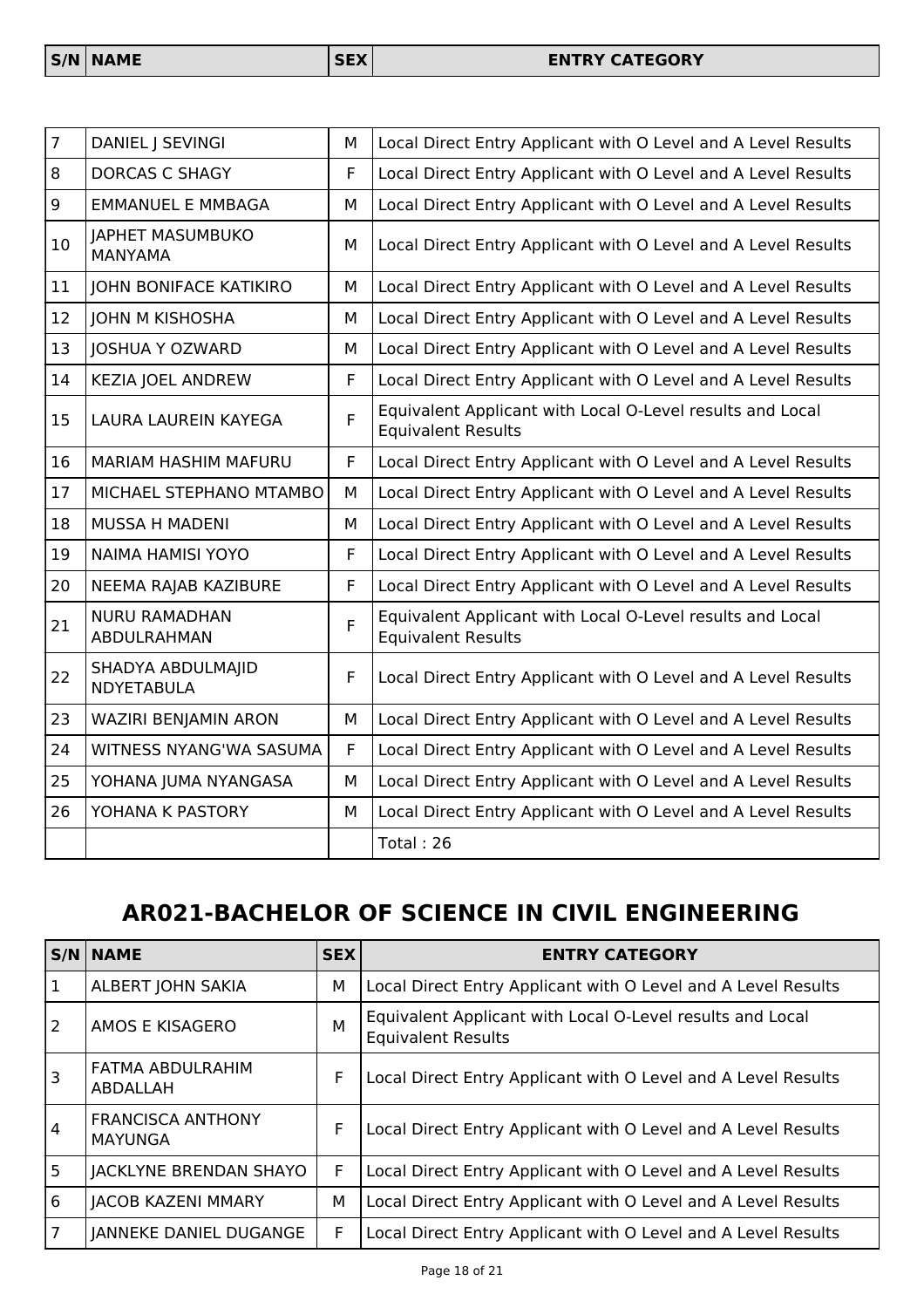| S/N | NAME | SEX | ENTRY CATEGORY |
|---|---|---|---|
| 7 | DANIEL J SEVINGI | M | Local Direct Entry Applicant with O Level and A Level Results |
| 8 | DORCAS C SHAGY | F | Local Direct Entry Applicant with O Level and A Level Results |
| 9 | EMMANUEL E MMBAGA | M | Local Direct Entry Applicant with O Level and A Level Results |
| 10 | JAPHET MASUMBUKO MANYAMA | M | Local Direct Entry Applicant with O Level and A Level Results |
| 11 | JOHN BONIFACE KATIKIRO | M | Local Direct Entry Applicant with O Level and A Level Results |
| 12 | JOHN M KISHOSHA | M | Local Direct Entry Applicant with O Level and A Level Results |
| 13 | JOSHUA Y OZWARD | M | Local Direct Entry Applicant with O Level and A Level Results |
| 14 | KEZIA JOEL ANDREW | F | Local Direct Entry Applicant with O Level and A Level Results |
| 15 | LAURA LAUREIN KAYEGA | F | Equivalent Applicant with Local O-Level results and Local Equivalent Results |
| 16 | MARIAM HASHIM MAFURU | F | Local Direct Entry Applicant with O Level and A Level Results |
| 17 | MICHAEL STEPHANO MTAMBO | M | Local Direct Entry Applicant with O Level and A Level Results |
| 18 | MUSSA H MADENI | M | Local Direct Entry Applicant with O Level and A Level Results |
| 19 | NAIMA HAMISI YOYO | F | Local Direct Entry Applicant with O Level and A Level Results |
| 20 | NEEMA RAJAB KAZIBURE | F | Local Direct Entry Applicant with O Level and A Level Results |
| 21 | NURU RAMADHAN ABDULRAHMAN | F | Equivalent Applicant with Local O-Level results and Local Equivalent Results |
| 22 | SHADYA ABDULMAJID NDYETABULA | F | Local Direct Entry Applicant with O Level and A Level Results |
| 23 | WAZIRI BENJAMIN ARON | M | Local Direct Entry Applicant with O Level and A Level Results |
| 24 | WITNESS NYANG'WA SASUMA | F | Local Direct Entry Applicant with O Level and A Level Results |
| 25 | YOHANA JUMA NYANGASA | M | Local Direct Entry Applicant with O Level and A Level Results |
| 26 | YOHANA K PASTORY | M | Local Direct Entry Applicant with O Level and A Level Results |
| | | | Total : 26 |

## AR021-BACHELOR OF SCIENCE IN CIVIL ENGINEERING

| S/N | NAME | SEX | ENTRY CATEGORY |
|---|---|---|---|
| 1 | ALBERT JOHN SAKIA | M | Local Direct Entry Applicant with O Level and A Level Results |
| 2 | AMOS E KISAGERO | M | Equivalent Applicant with Local O-Level results and Local Equivalent Results |
| 3 | FATMA ABDULRAHIM ABDALLAH | F | Local Direct Entry Applicant with O Level and A Level Results |
| 4 | FRANCISCA ANTHONY MAYUNGA | F | Local Direct Entry Applicant with O Level and A Level Results |
| 5 | JACKLYNE BRENDAN SHAYO | F | Local Direct Entry Applicant with O Level and A Level Results |
| 6 | JACOB KAZENI MMARY | M | Local Direct Entry Applicant with O Level and A Level Results |
| 7 | JANNEKE DANIEL DUGANGE | F | Local Direct Entry Applicant with O Level and A Level Results |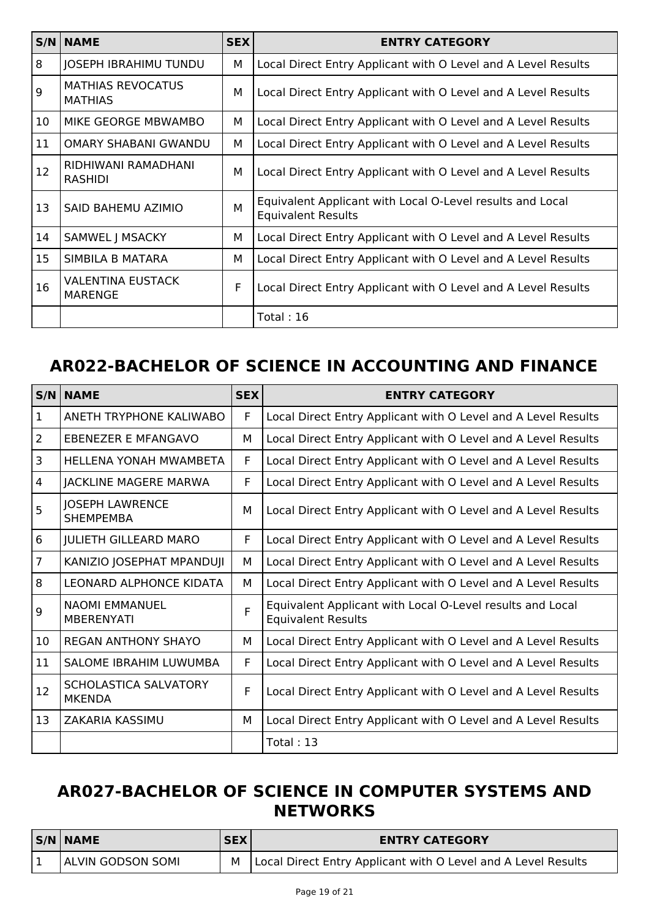| S/N | NAME | SEX | ENTRY CATEGORY |
|---|---|---|---|
| 8 | JOSEPH IBRAHIMU TUNDU | M | Local Direct Entry Applicant with O Level and A Level Results |
| 9 | MATHIAS REVOCATUS MATHIAS | M | Local Direct Entry Applicant with O Level and A Level Results |
| 10 | MIKE GEORGE MBWAMBO | M | Local Direct Entry Applicant with O Level and A Level Results |
| 11 | OMARY SHABANI GWANDU | M | Local Direct Entry Applicant with O Level and A Level Results |
| 12 | RIDHIWANI RAMADHANI RASHIDI | M | Local Direct Entry Applicant with O Level and A Level Results |
| 13 | SAID BAHEMU AZIMIO | M | Equivalent Applicant with Local O-Level results and Local Equivalent Results |
| 14 | SAMWEL J MSACKY | M | Local Direct Entry Applicant with O Level and A Level Results |
| 15 | SIMBILA B MATARA | M | Local Direct Entry Applicant with O Level and A Level Results |
| 16 | VALENTINA EUSTACK MARENGE | F | Local Direct Entry Applicant with O Level and A Level Results |
| | | | Total : 16 |

## AR022-BACHELOR OF SCIENCE IN ACCOUNTING AND FINANCE

| S/N | NAME | SEX | ENTRY CATEGORY |
|---|---|---|---|
| 1 | ANETH TRYPHONE KALIWABO | F | Local Direct Entry Applicant with O Level and A Level Results |
| 2 | EBENEZER E MFANGAVO | M | Local Direct Entry Applicant with O Level and A Level Results |
| 3 | HELLENA YONAH MWAMBETA | F | Local Direct Entry Applicant with O Level and A Level Results |
| 4 | JACKLINE MAGERE MARWA | F | Local Direct Entry Applicant with O Level and A Level Results |
| 5 | JOSEPH LAWRENCE SHEMPEMBA | M | Local Direct Entry Applicant with O Level and A Level Results |
| 6 | JULIETH GILLEARD MARO | F | Local Direct Entry Applicant with O Level and A Level Results |
| 7 | KANIZIO JOSEPHAT MPANDUJI | M | Local Direct Entry Applicant with O Level and A Level Results |
| 8 | LEONARD ALPHONCE KIDATA | M | Local Direct Entry Applicant with O Level and A Level Results |
| 9 | NAOMI EMMANUEL MBERENYATI | F | Equivalent Applicant with Local O-Level results and Local Equivalent Results |
| 10 | REGAN ANTHONY SHAYO | M | Local Direct Entry Applicant with O Level and A Level Results |
| 11 | SALOME IBRAHIM LUWUMBA | F | Local Direct Entry Applicant with O Level and A Level Results |
| 12 | SCHOLASTICA SALVATORY MKENDA | F | Local Direct Entry Applicant with O Level and A Level Results |
| 13 | ZAKARIA KASSIMU | M | Local Direct Entry Applicant with O Level and A Level Results |
| | | | Total : 13 |

## AR027-BACHELOR OF SCIENCE IN COMPUTER SYSTEMS AND NETWORKS

| S/N | NAME | SEX | ENTRY CATEGORY |
|---|---|---|---|
| 1 | ALVIN GODSON SOMI | M | Local Direct Entry Applicant with O Level and A Level Results |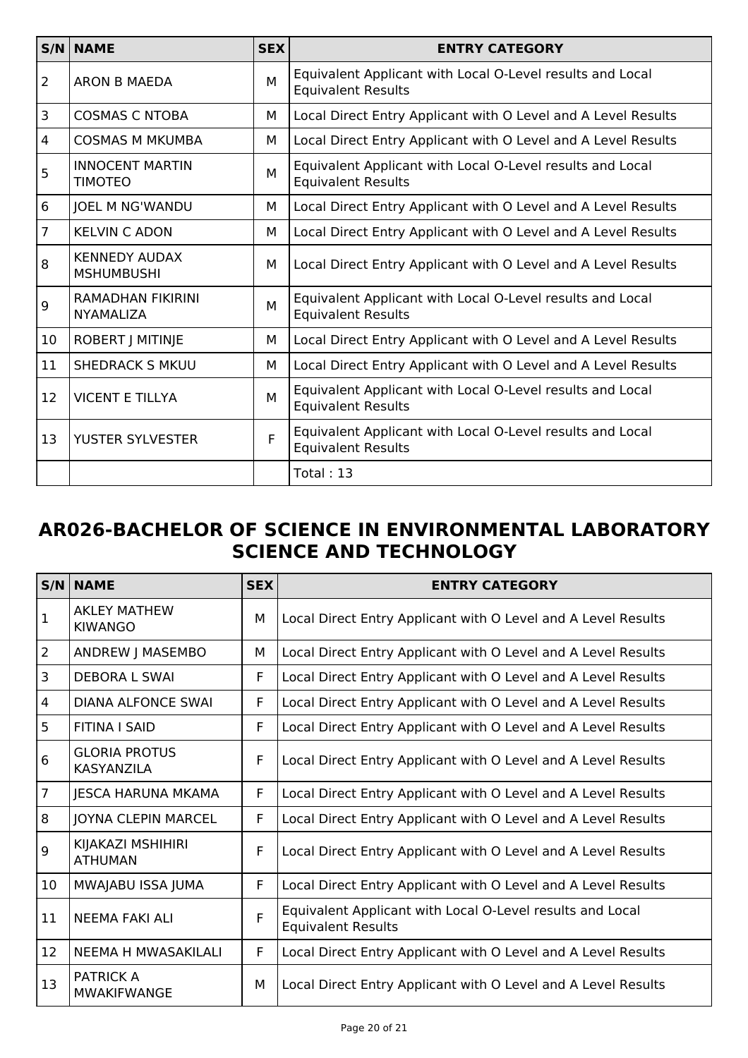| S/N | NAME | SEX | ENTRY CATEGORY |
|---|---|---|---|
| 2 | ARON B MAEDA | M | Equivalent Applicant with Local O-Level results and Local Equivalent Results |
| 3 | COSMAS C NTOBA | M | Local Direct Entry Applicant with O Level and A Level Results |
| 4 | COSMAS M MKUMBA | M | Local Direct Entry Applicant with O Level and A Level Results |
| 5 | INNOCENT MARTIN TIMOTEO | M | Equivalent Applicant with Local O-Level results and Local Equivalent Results |
| 6 | JOEL M NG'WANDU | M | Local Direct Entry Applicant with O Level and A Level Results |
| 7 | KELVIN C ADON | M | Local Direct Entry Applicant with O Level and A Level Results |
| 8 | KENNEDY AUDAX MSHUMBUSHI | M | Local Direct Entry Applicant with O Level and A Level Results |
| 9 | RAMADHAN FIKIRINI NYAMALIZA | M | Equivalent Applicant with Local O-Level results and Local Equivalent Results |
| 10 | ROBERT J MITINJE | M | Local Direct Entry Applicant with O Level and A Level Results |
| 11 | SHEDRACK S MKUU | M | Local Direct Entry Applicant with O Level and A Level Results |
| 12 | VICENT E TILLYA | M | Equivalent Applicant with Local O-Level results and Local Equivalent Results |
| 13 | YUSTER SYLVESTER | F | Equivalent Applicant with Local O-Level results and Local Equivalent Results |
| | | | Total : 13 |

## AR026-BACHELOR OF SCIENCE IN ENVIRONMENTAL LABORATORY SCIENCE AND TECHNOLOGY

| S/N | NAME | SEX | ENTRY CATEGORY |
|---|---|---|---|
| 1 | AKLEY MATHEW KIWANGO | M | Local Direct Entry Applicant with O Level and A Level Results |
| 2 | ANDREW J MASEMBO | M | Local Direct Entry Applicant with O Level and A Level Results |
| 3 | DEBORA L SWAI | F | Local Direct Entry Applicant with O Level and A Level Results |
| 4 | DIANA ALFONCE SWAI | F | Local Direct Entry Applicant with O Level and A Level Results |
| 5 | FITINA I SAID | F | Local Direct Entry Applicant with O Level and A Level Results |
| 6 | GLORIA PROTUS KASYANZILA | F | Local Direct Entry Applicant with O Level and A Level Results |
| 7 | JESCA HARUNA MKAMA | F | Local Direct Entry Applicant with O Level and A Level Results |
| 8 | JOYNA CLEPIN MARCEL | F | Local Direct Entry Applicant with O Level and A Level Results |
| 9 | KIJAKAZI MSHIHIRI ATHUMAN | F | Local Direct Entry Applicant with O Level and A Level Results |
| 10 | MWAJABU ISSA JUMA | F | Local Direct Entry Applicant with O Level and A Level Results |
| 11 | NEEMA FAKI ALI | F | Equivalent Applicant with Local O-Level results and Local Equivalent Results |
| 12 | NEEMA H MWASAKILALI | F | Local Direct Entry Applicant with O Level and A Level Results |
| 13 | PATRICK A MWAKIFWANGE | M | Local Direct Entry Applicant with O Level and A Level Results |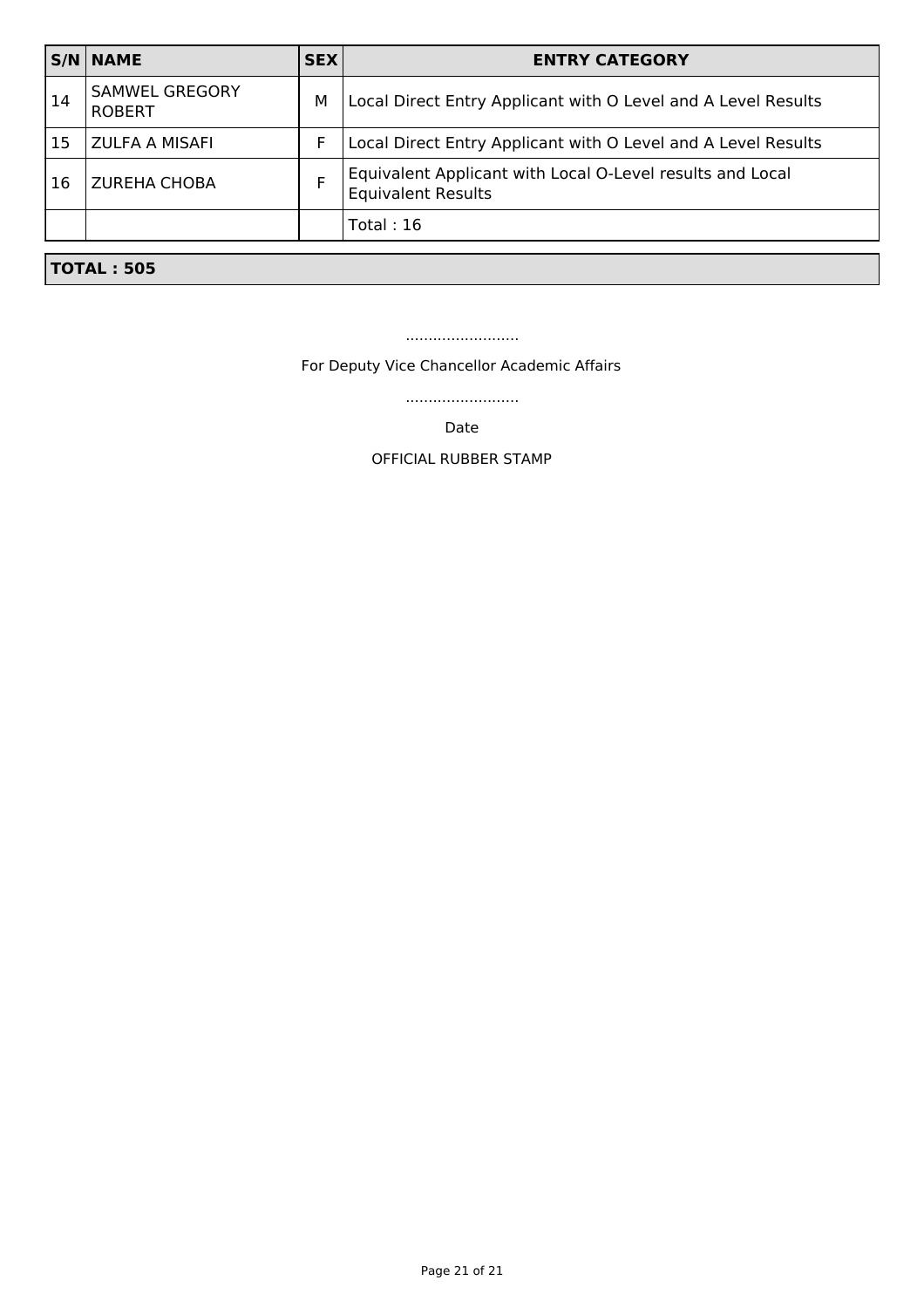| S/N | NAME | SEX | ENTRY CATEGORY |
|---|---|---|---|
| 14 | SAMWEL GREGORY ROBERT | M | Local Direct Entry Applicant with O Level and A Level Results |
| 15 | ZULFA A MISAFI | F | Local Direct Entry Applicant with O Level and A Level Results |
| 16 | ZUREHA CHOBA | F | Equivalent Applicant with Local O-Level results and Local Equivalent Results |
| | | | Total : 16 |

**TOTAL : 505**

.........................

For Deputy Vice Chancellor Academic Affairs

.........................

Date

OFFICIAL RUBBER STAMP